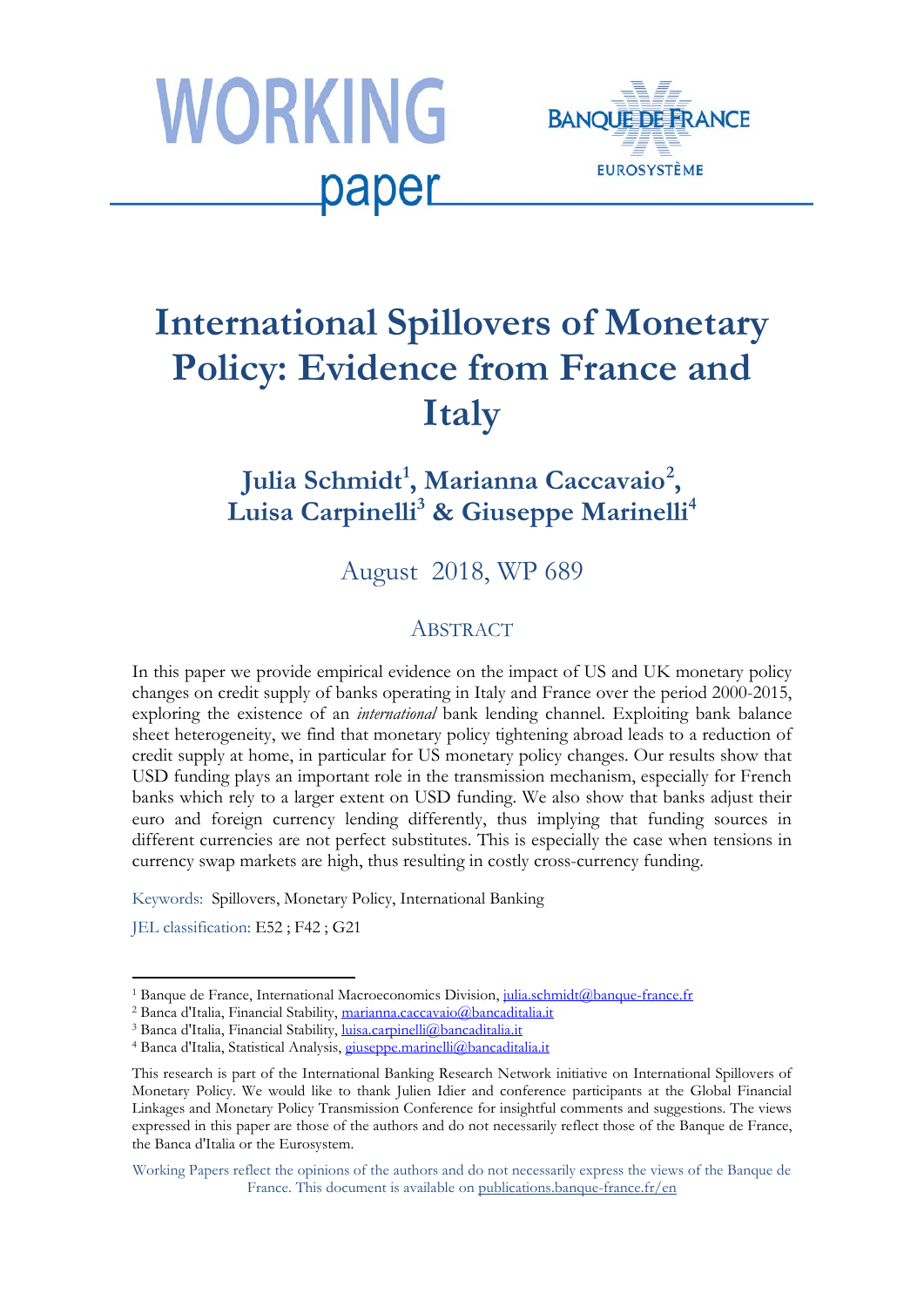# International Spillovers of Monetary Policy: Evidence from France and Italy

**Julia Schmidt[1], Marianna Caccavaio[2], Luisa Carpinelli[3] & Giuseppe Marinelli[4]**

August 2018, WP 689

## Abstract

In this paper we provide empirical evidence on the impact of US and UK monetary policy changes on credit supply of banks operating in Italy and France over the period 2000-2015, exploring the existence of an *international* bank lending channel. Exploiting bank balance sheet heterogeneity, we find that monetary policy tightening abroad leads to a reduction of credit supply at home, in particular for US monetary policy changes. Our results show that USD funding plays an important role in the transmission mechanism, especially for French banks which rely to a larger extent on USD funding. We also show that banks adjust their euro and foreign currency lending differently, thus implying that funding sources in different currencies are not perfect substitutes. This is especially the case when tensions in currency swap markets are high, thus resulting in costly cross-currency funding.

Keywords: Spillovers, Monetary Policy, International Banking

JEL classification: E52 ; F42 ; G21

---

[1] Banque de France, International Macroeconomics Division, julia.schmidt@banque-france.fr

[2] Banca d'Italia, Financial Stability, marianna.caccavaio@bancaditalia.it

[3] Banca d'Italia, Financial Stability, luisa.carpinelli@bancaditalia.it

[4] Banca d'Italia, Statistical Analysis, giuseppe.marinelli@bancaditalia.it

This research is part of the International Banking Research Network initiative on International Spillovers of Monetary Policy. We would like to thank Julien Idier and conference participants at the Global Financial Linkages and Monetary Policy Transmission Conference for insightful comments and suggestions. The views expressed in this paper are those of the authors and do not necessarily reflect those of the Banque de France, the Banca d'Italia or the Eurosystem.

Working Papers reflect the opinions of the authors and do not necessarily express the views of the Banque de France. This document is available on publications.banque-france.fr/en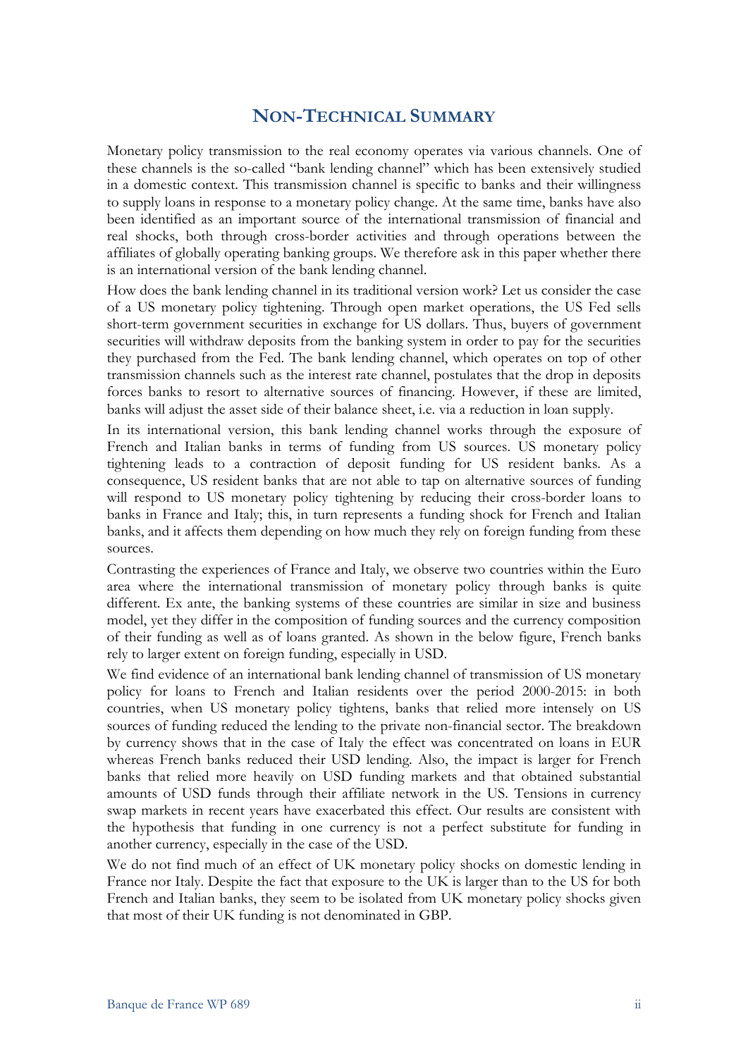# NON-TECHNICAL SUMMARY

Monetary policy transmission to the real economy operates via various channels. One of these channels is the so-called "bank lending channel" which has been extensively studied in a domestic context. This transmission channel is specific to banks and their willingness to supply loans in response to a monetary policy change. At the same time, banks have also been identified as an important source of the international transmission of financial and real shocks, both through cross-border activities and through operations between the affiliates of globally operating banking groups. We therefore ask in this paper whether there is an international version of the bank lending channel.

How does the bank lending channel in its traditional version work? Let us consider the case of a US monetary policy tightening. Through open market operations, the US Fed sells short-term government securities in exchange for US dollars. Thus, buyers of government securities will withdraw deposits from the banking system in order to pay for the securities they purchased from the Fed. The bank lending channel, which operates on top of other transmission channels such as the interest rate channel, postulates that the drop in deposits forces banks to resort to alternative sources of financing. However, if these are limited, banks will adjust the asset side of their balance sheet, i.e. via a reduction in loan supply.

In its international version, this bank lending channel works through the exposure of French and Italian banks in terms of funding from US sources. US monetary policy tightening leads to a contraction of deposit funding for US resident banks. As a consequence, US resident banks that are not able to tap on alternative sources of funding will respond to US monetary policy tightening by reducing their cross-border loans to banks in France and Italy; this, in turn represents a funding shock for French and Italian banks, and it affects them depending on how much they rely on foreign funding from these sources.

Contrasting the experiences of France and Italy, we observe two countries within the Euro area where the international transmission of monetary policy through banks is quite different. Ex ante, the banking systems of these countries are similar in size and business model, yet they differ in the composition of funding sources and the currency composition of their funding as well as of loans granted. As shown in the below figure, French banks rely to larger extent on foreign funding, especially in USD.

We find evidence of an international bank lending channel of transmission of US monetary policy for loans to French and Italian residents over the period 2000-2015: in both countries, when US monetary policy tightens, banks that relied more intensely on US sources of funding reduced the lending to the private non-financial sector. The breakdown by currency shows that in the case of Italy the effect was concentrated on loans in EUR whereas French banks reduced their USD lending. Also, the impact is larger for French banks that relied more heavily on USD funding markets and that obtained substantial amounts of USD funds through their affiliate network in the US. Tensions in currency swap markets in recent years have exacerbated this effect. Our results are consistent with the hypothesis that funding in one currency is not a perfect substitute for funding in another currency, especially in the case of the USD.

We do not find much of an effect of UK monetary policy shocks on domestic lending in France nor Italy. Despite the fact that exposure to the UK is larger than to the US for both French and Italian banks, they seem to be isolated from UK monetary policy shocks given that most of their UK funding is not denominated in GBP.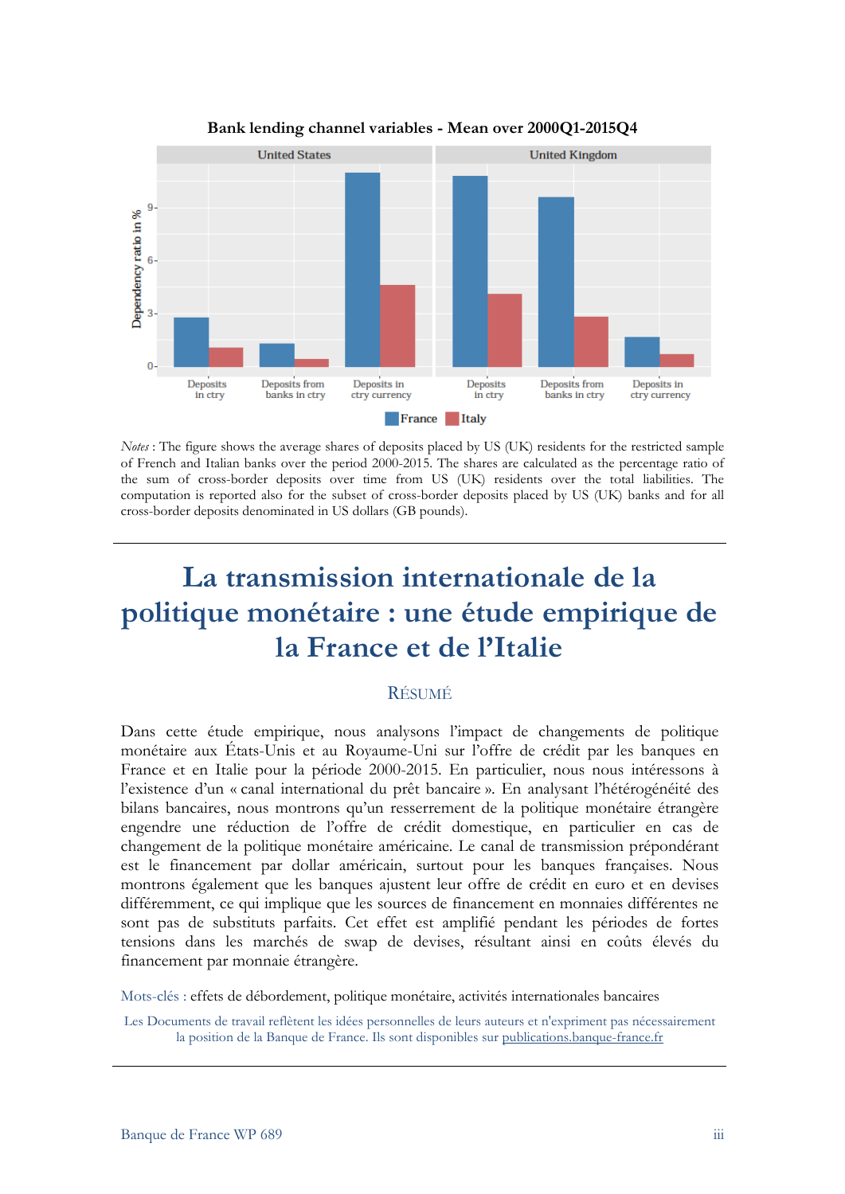**Bank lending channel variables - Mean over 2000Q1-2015Q4**

*Notes* : The figure shows the average shares of deposits placed by US (UK) residents for the restricted sample of French and Italian banks over the period 2000-2015. The shares are calculated as the percentage ratio of the sum of cross-border deposits over time from US (UK) residents over the total liabilities. The computation is reported also for the subset of cross-border deposits placed by US (UK) banks and for all cross-border deposits denominated in US dollars (GB pounds).

# La transmission internationale de la politique monétaire : une étude empirique de la France et de l'Italie

## RÉSUMÉ

Dans cette étude empirique, nous analysons l'impact de changements de politique monétaire aux États-Unis et au Royaume-Uni sur l'offre de crédit par les banques en France et en Italie pour la période 2000-2015. En particulier, nous nous intéressons à l'existence d'un « canal international du prêt bancaire ». En analysant l'hétérogénéité des bilans bancaires, nous montrons qu'un resserrement de la politique monétaire étrangère engendre une réduction de l'offre de crédit domestique, en particulier en cas de changement de la politique monétaire américaine. Le canal de transmission prépondérant est le financement par dollar américain, surtout pour les banques françaises. Nous montrons également que les banques ajustent leur offre de crédit en euro et en devises différemment, ce qui implique que les sources de financement en monnaies différentes ne sont pas de substituts parfaits. Cet effet est amplifié pendant les périodes de fortes tensions dans les marchés de swap de devises, résultant ainsi en coûts élevés du financement par monnaie étrangère.

Mots-clés : effets de débordement, politique monétaire, activités internationales bancaires

Les Documents de travail reflètent les idées personnelles de leurs auteurs et n'expriment pas nécessairement la position de la Banque de France. Ils sont disponibles sur publications.banque-france.fr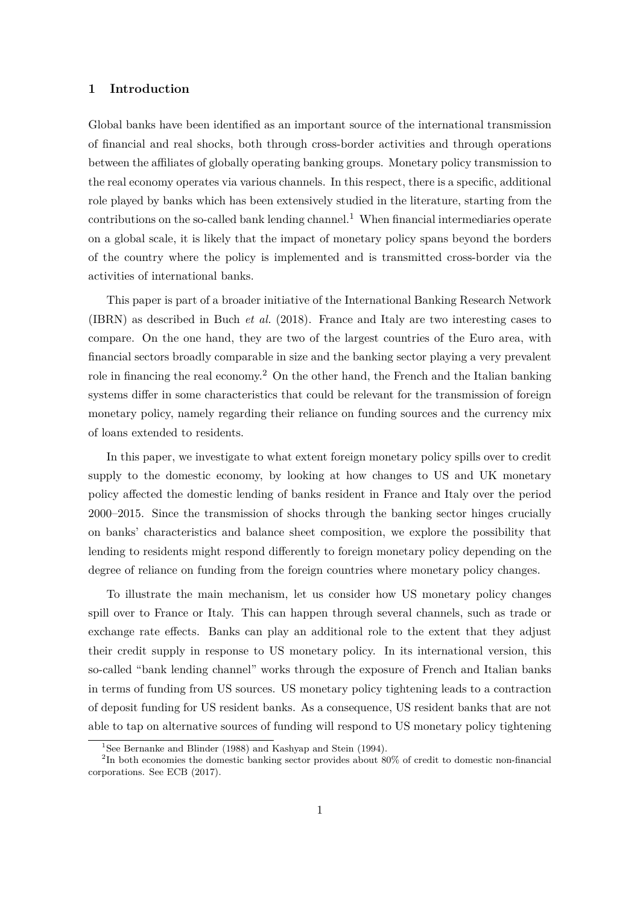## 1 Introduction

Global banks have been identified as an important source of the international transmission of financial and real shocks, both through cross-border activities and through operations between the affiliates of globally operating banking groups. Monetary policy transmission to the real economy operates via various channels. In this respect, there is a specific, additional role played by banks which has been extensively studied in the literature, starting from the contributions on the so-called bank lending channel.[1] When financial intermediaries operate on a global scale, it is likely that the impact of monetary policy spans beyond the borders of the country where the policy is implemented and is transmitted cross-border via the activities of international banks.

This paper is part of a broader initiative of the International Banking Research Network (IBRN) as described in Buch *et al.* (2018). France and Italy are two interesting cases to compare. On the one hand, they are two of the largest countries of the Euro area, with financial sectors broadly comparable in size and the banking sector playing a very prevalent role in financing the real economy.[2] On the other hand, the French and the Italian banking systems differ in some characteristics that could be relevant for the transmission of foreign monetary policy, namely regarding their reliance on funding sources and the currency mix of loans extended to residents.

In this paper, we investigate to what extent foreign monetary policy spills over to credit supply to the domestic economy, by looking at how changes to US and UK monetary policy affected the domestic lending of banks resident in France and Italy over the period 2000–2015. Since the transmission of shocks through the banking sector hinges crucially on banks' characteristics and balance sheet composition, we explore the possibility that lending to residents might respond differently to foreign monetary policy depending on the degree of reliance on funding from the foreign countries where monetary policy changes.

To illustrate the main mechanism, let us consider how US monetary policy changes spill over to France or Italy. This can happen through several channels, such as trade or exchange rate effects. Banks can play an additional role to the extent that they adjust their credit supply in response to US monetary policy. In its international version, this so-called "bank lending channel" works through the exposure of French and Italian banks in terms of funding from US sources. US monetary policy tightening leads to a contraction of deposit funding for US resident banks. As a consequence, US resident banks that are not able to tap on alternative sources of funding will respond to US monetary policy tightening

[1] See Bernanke and Blinder (1988) and Kashyap and Stein (1994).

[2] In both economies the domestic banking sector provides about 80% of credit to domestic non-financial corporations. See ECB (2017).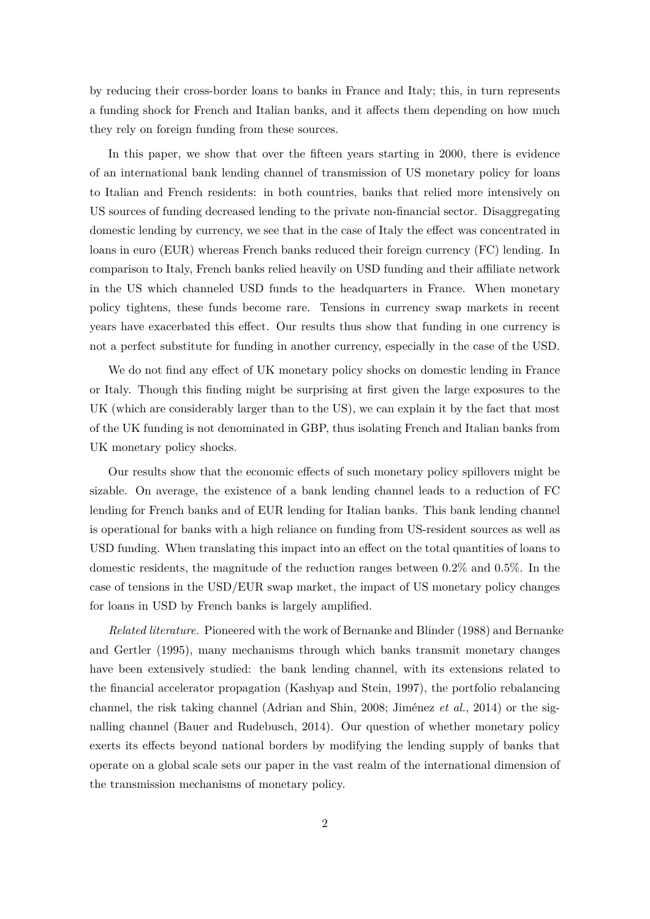by reducing their cross-border loans to banks in France and Italy; this, in turn represents a funding shock for French and Italian banks, and it affects them depending on how much they rely on foreign funding from these sources.

In this paper, we show that over the fifteen years starting in 2000, there is evidence of an international bank lending channel of transmission of US monetary policy for loans to Italian and French residents: in both countries, banks that relied more intensively on US sources of funding decreased lending to the private non-financial sector. Disaggregating domestic lending by currency, we see that in the case of Italy the effect was concentrated in loans in euro (EUR) whereas French banks reduced their foreign currency (FC) lending. In comparison to Italy, French banks relied heavily on USD funding and their affiliate network in the US which channeled USD funds to the headquarters in France. When monetary policy tightens, these funds become rare. Tensions in currency swap markets in recent years have exacerbated this effect. Our results thus show that funding in one currency is not a perfect substitute for funding in another currency, especially in the case of the USD.

We do not find any effect of UK monetary policy shocks on domestic lending in France or Italy. Though this finding might be surprising at first given the large exposures to the UK (which are considerably larger than to the US), we can explain it by the fact that most of the UK funding is not denominated in GBP, thus isolating French and Italian banks from UK monetary policy shocks.

Our results show that the economic effects of such monetary policy spillovers might be sizable. On average, the existence of a bank lending channel leads to a reduction of FC lending for French banks and of EUR lending for Italian banks. This bank lending channel is operational for banks with a high reliance on funding from US-resident sources as well as USD funding. When translating this impact into an effect on the total quantities of loans to domestic residents, the magnitude of the reduction ranges between 0.2% and 0.5%. In the case of tensions in the USD/EUR swap market, the impact of US monetary policy changes for loans in USD by French banks is largely amplified.

*Related literature.* Pioneered with the work of Bernanke and Blinder (1988) and Bernanke and Gertler (1995), many mechanisms through which banks transmit monetary changes have been extensively studied: the bank lending channel, with its extensions related to the financial accelerator propagation (Kashyap and Stein, 1997), the portfolio rebalancing channel, the risk taking channel (Adrian and Shin, 2008; Jiménez *et al.*, 2014) or the signalling channel (Bauer and Rudebusch, 2014). Our question of whether monetary policy exerts its effects beyond national borders by modifying the lending supply of banks that operate on a global scale sets our paper in the vast realm of the international dimension of the transmission mechanisms of monetary policy.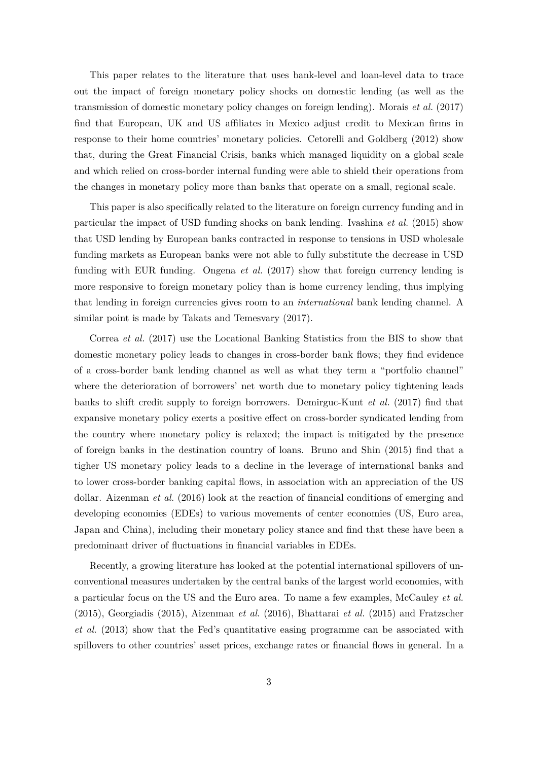This paper relates to the literature that uses bank-level and loan-level data to trace out the impact of foreign monetary policy shocks on domestic lending (as well as the transmission of domestic monetary policy changes on foreign lending). Morais *et al.* (2017) find that European, UK and US affiliates in Mexico adjust credit to Mexican firms in response to their home countries' monetary policies. Cetorelli and Goldberg (2012) show that, during the Great Financial Crisis, banks which managed liquidity on a global scale and which relied on cross-border internal funding were able to shield their operations from the changes in monetary policy more than banks that operate on a small, regional scale.

This paper is also specifically related to the literature on foreign currency funding and in particular the impact of USD funding shocks on bank lending. Ivashina *et al.* (2015) show that USD lending by European banks contracted in response to tensions in USD wholesale funding markets as European banks were not able to fully substitute the decrease in USD funding with EUR funding. Ongena *et al.* (2017) show that foreign currency lending is more responsive to foreign monetary policy than is home currency lending, thus implying that lending in foreign currencies gives room to an *international* bank lending channel. A similar point is made by Takats and Temesvary (2017).

Correa *et al.* (2017) use the Locational Banking Statistics from the BIS to show that domestic monetary policy leads to changes in cross-border bank flows; they find evidence of a cross-border bank lending channel as well as what they term a "portfolio channel" where the deterioration of borrowers' net worth due to monetary policy tightening leads banks to shift credit supply to foreign borrowers. Demirguc-Kunt *et al.* (2017) find that expansive monetary policy exerts a positive effect on cross-border syndicated lending from the country where monetary policy is relaxed; the impact is mitigated by the presence of foreign banks in the destination country of loans. Bruno and Shin (2015) find that a tigher US monetary policy leads to a decline in the leverage of international banks and to lower cross-border banking capital flows, in association with an appreciation of the US dollar. Aizenman *et al.* (2016) look at the reaction of financial conditions of emerging and developing economies (EDEs) to various movements of center economies (US, Euro area, Japan and China), including their monetary policy stance and find that these have been a predominant driver of fluctuations in financial variables in EDEs.

Recently, a growing literature has looked at the potential international spillovers of unconventional measures undertaken by the central banks of the largest world economies, with a particular focus on the US and the Euro area. To name a few examples, McCauley *et al.* (2015), Georgiadis (2015), Aizenman *et al.* (2016), Bhattarai *et al.* (2015) and Fratzscher *et al.* (2013) show that the Fed's quantitative easing programme can be associated with spillovers to other countries' asset prices, exchange rates or financial flows in general. In a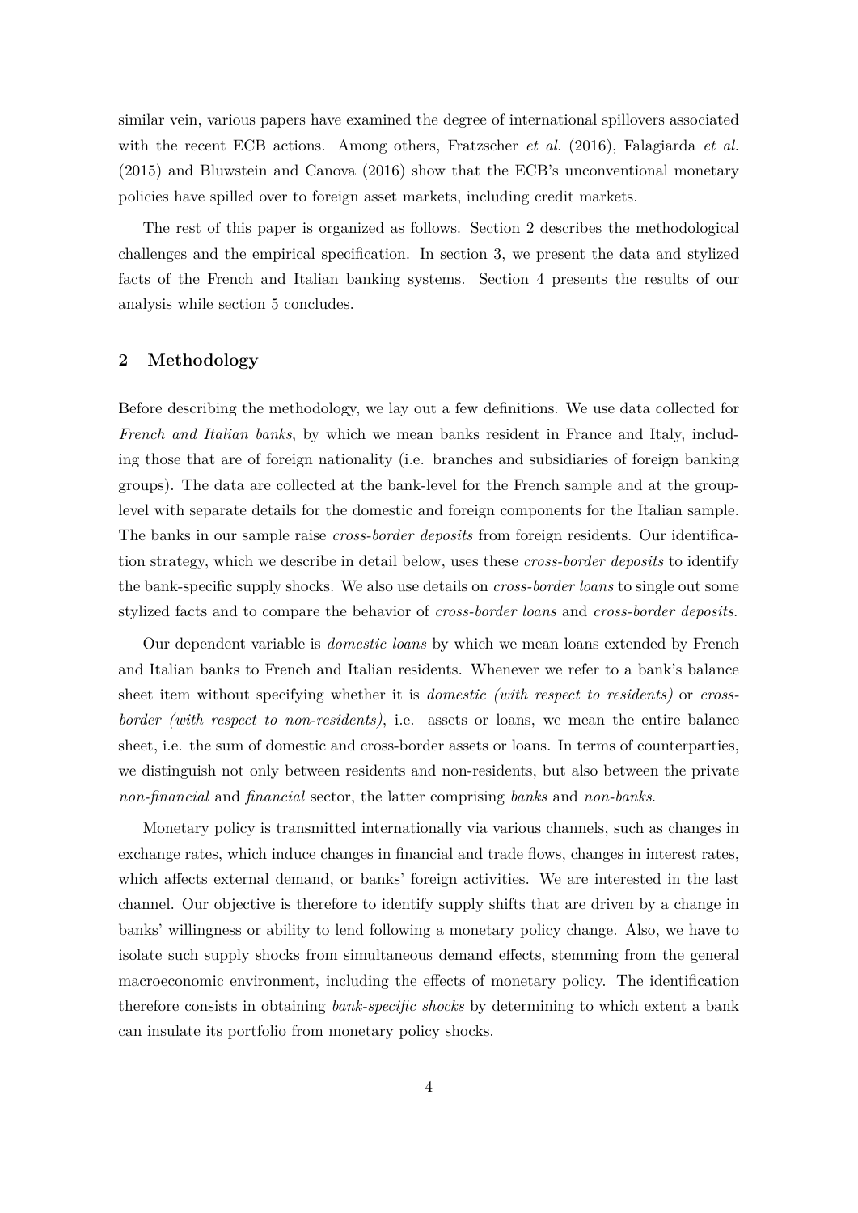similar vein, various papers have examined the degree of international spillovers associated with the recent ECB actions. Among others, Fratzscher *et al.* (2016), Falagiarda *et al.* (2015) and Bluwstein and Canova (2016) show that the ECB's unconventional monetary policies have spilled over to foreign asset markets, including credit markets.

The rest of this paper is organized as follows. Section 2 describes the methodological challenges and the empirical specification. In section 3, we present the data and stylized facts of the French and Italian banking systems. Section 4 presents the results of our analysis while section 5 concludes.

## 2 Methodology

Before describing the methodology, we lay out a few definitions. We use data collected for *French and Italian banks*, by which we mean banks resident in France and Italy, including those that are of foreign nationality (i.e. branches and subsidiaries of foreign banking groups). The data are collected at the bank-level for the French sample and at the group-level with separate details for the domestic and foreign components for the Italian sample. The banks in our sample raise *cross-border deposits* from foreign residents. Our identification strategy, which we describe in detail below, uses these *cross-border deposits* to identify the bank-specific supply shocks. We also use details on *cross-border loans* to single out some stylized facts and to compare the behavior of *cross-border loans* and *cross-border deposits*.

Our dependent variable is *domestic loans* by which we mean loans extended by French and Italian banks to French and Italian residents. Whenever we refer to a bank's balance sheet item without specifying whether it is *domestic (with respect to residents)* or *cross-border (with respect to non-residents)*, i.e. assets or loans, we mean the entire balance sheet, i.e. the sum of domestic and cross-border assets or loans. In terms of counterparties, we distinguish not only between residents and non-residents, but also between the private *non-financial* and *financial* sector, the latter comprising *banks* and *non-banks*.

Monetary policy is transmitted internationally via various channels, such as changes in exchange rates, which induce changes in financial and trade flows, changes in interest rates, which affects external demand, or banks' foreign activities. We are interested in the last channel. Our objective is therefore to identify supply shifts that are driven by a change in banks' willingness or ability to lend following a monetary policy change. Also, we have to isolate such supply shocks from simultaneous demand effects, stemming from the general macroeconomic environment, including the effects of monetary policy. The identification therefore consists in obtaining *bank-specific shocks* by determining to which extent a bank can insulate its portfolio from monetary policy shocks.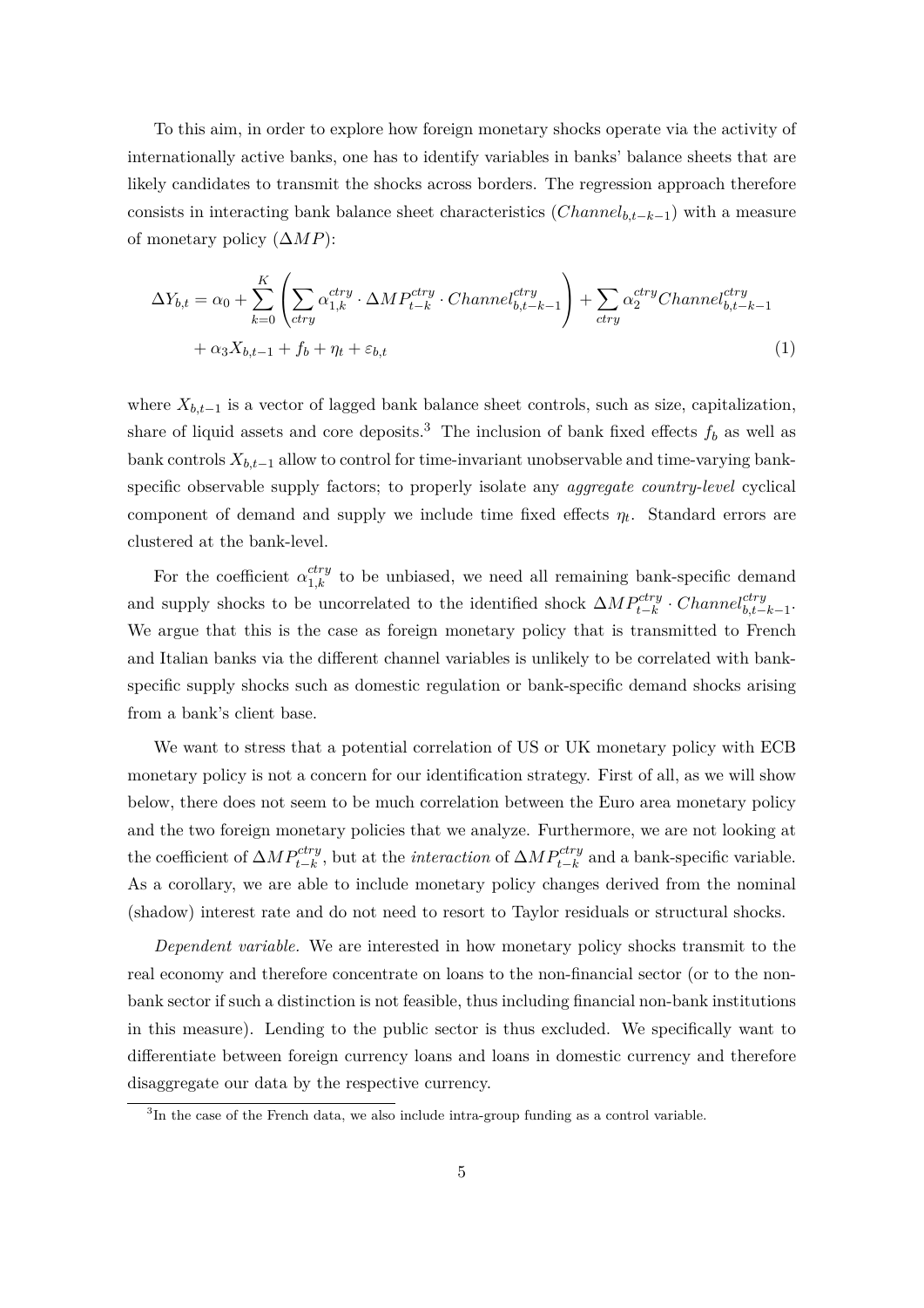To this aim, in order to explore how foreign monetary shocks operate via the activity of internationally active banks, one has to identify variables in banks' balance sheets that are likely candidates to transmit the shocks across borders. The regression approach therefore consists in interacting bank balance sheet characteristics ($Channel_{b,t-k-1}$) with a measure of monetary policy ($\Delta MP$):

$$\Delta Y_{b,t} = \alpha_0 + \sum_{k=0}^{K} \left( \sum_{ctry} \alpha_{1,k}^{ctry} \cdot \Delta MP_{t-k}^{ctry} \cdot Channel_{b,t-k-1}^{ctry} \right) + \sum_{ctry} \alpha_2^{ctry} Channel_{b,t-k-1}^{ctry} + \alpha_3 X_{b,t-1} + f_b + \eta_t + \varepsilon_{b,t} \tag{1}$$

where $X_{b,t-1}$ is a vector of lagged bank balance sheet controls, such as size, capitalization, share of liquid assets and core deposits.[3] The inclusion of bank fixed effects $f_b$ as well as bank controls $X_{b,t-1}$ allow to control for time-invariant unobservable and time-varying bank-specific observable supply factors; to properly isolate any *aggregate country-level* cyclical component of demand and supply we include time fixed effects $\eta_t$. Standard errors are clustered at the bank-level.

For the coefficient $\alpha_{1,k}^{ctry}$ to be unbiased, we need all remaining bank-specific demand and supply shocks to be uncorrelated to the identified shock $\Delta MP_{t-k}^{ctry} \cdot Channel_{b,t-k-1}^{ctry}$. We argue that this is the case as foreign monetary policy that is transmitted to French and Italian banks via the different channel variables is unlikely to be correlated with bank-specific supply shocks such as domestic regulation or bank-specific demand shocks arising from a bank's client base.

We want to stress that a potential correlation of US or UK monetary policy with ECB monetary policy is not a concern for our identification strategy. First of all, as we will show below, there does not seem to be much correlation between the Euro area monetary policy and the two foreign monetary policies that we analyze. Furthermore, we are not looking at the coefficient of $\Delta MP_{t-k}^{ctry}$, but at the *interaction* of $\Delta MP_{t-k}^{ctry}$ and a bank-specific variable. As a corollary, we are able to include monetary policy changes derived from the nominal (shadow) interest rate and do not need to resort to Taylor residuals or structural shocks.

*Dependent variable.* We are interested in how monetary policy shocks transmit to the real economy and therefore concentrate on loans to the non-financial sector (or to the non-bank sector if such a distinction is not feasible, thus including financial non-bank institutions in this measure). Lending to the public sector is thus excluded. We specifically want to differentiate between foreign currency loans and loans in domestic currency and therefore disaggregate our data by the respective currency.

[3] In the case of the French data, we also include intra-group funding as a control variable.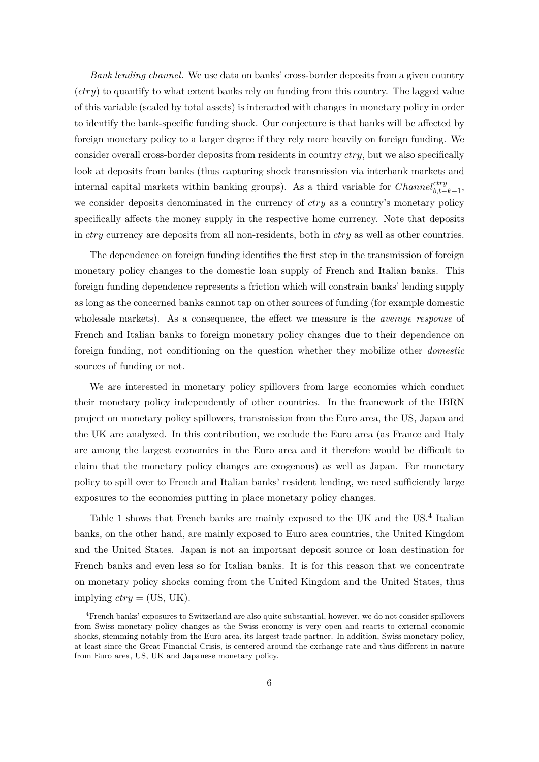*Bank lending channel.* We use data on banks' cross-border deposits from a given country ($ctry$) to quantify to what extent banks rely on funding from this country. The lagged value of this variable (scaled by total assets) is interacted with changes in monetary policy in order to identify the bank-specific funding shock. Our conjecture is that banks will be affected by foreign monetary policy to a larger degree if they rely more heavily on foreign funding. We consider overall cross-border deposits from residents in country $ctry$, but we also specifically look at deposits from banks (thus capturing shock transmission via interbank markets and internal capital markets within banking groups). As a third variable for $Channel_{b,t-k-1}^{ctry}$, we consider deposits denominated in the currency of $ctry$ as a country's monetary policy specifically affects the money supply in the respective home currency. Note that deposits in $ctry$ currency are deposits from all non-residents, both in $ctry$ as well as other countries.

The dependence on foreign funding identifies the first step in the transmission of foreign monetary policy changes to the domestic loan supply of French and Italian banks. This foreign funding dependence represents a friction which will constrain banks' lending supply as long as the concerned banks cannot tap on other sources of funding (for example domestic wholesale markets). As a consequence, the effect we measure is the *average response* of French and Italian banks to foreign monetary policy changes due to their dependence on foreign funding, not conditioning on the question whether they mobilize other *domestic* sources of funding or not.

We are interested in monetary policy spillovers from large economies which conduct their monetary policy independently of other countries. In the framework of the IBRN project on monetary policy spillovers, transmission from the Euro area, the US, Japan and the UK are analyzed. In this contribution, we exclude the Euro area (as France and Italy are among the largest economies in the Euro area and it therefore would be difficult to claim that the monetary policy changes are exogenous) as well as Japan. For monetary policy to spill over to French and Italian banks' resident lending, we need sufficiently large exposures to the economies putting in place monetary policy changes.

Table 1 shows that French banks are mainly exposed to the UK and the US.[4] Italian banks, on the other hand, are mainly exposed to Euro area countries, the United Kingdom and the United States. Japan is not an important deposit source or loan destination for French banks and even less so for Italian banks. It is for this reason that we concentrate on monetary policy shocks coming from the United Kingdom and the United States, thus implying $ctry = (\text{US, UK})$.

[4] French banks' exposures to Switzerland are also quite substantial, however, we do not consider spillovers from Swiss monetary policy changes as the Swiss economy is very open and reacts to external economic shocks, stemming notably from the Euro area, its largest trade partner. In addition, Swiss monetary policy, at least since the Great Financial Crisis, is centered around the exchange rate and thus different in nature from Euro area, US, UK and Japanese monetary policy.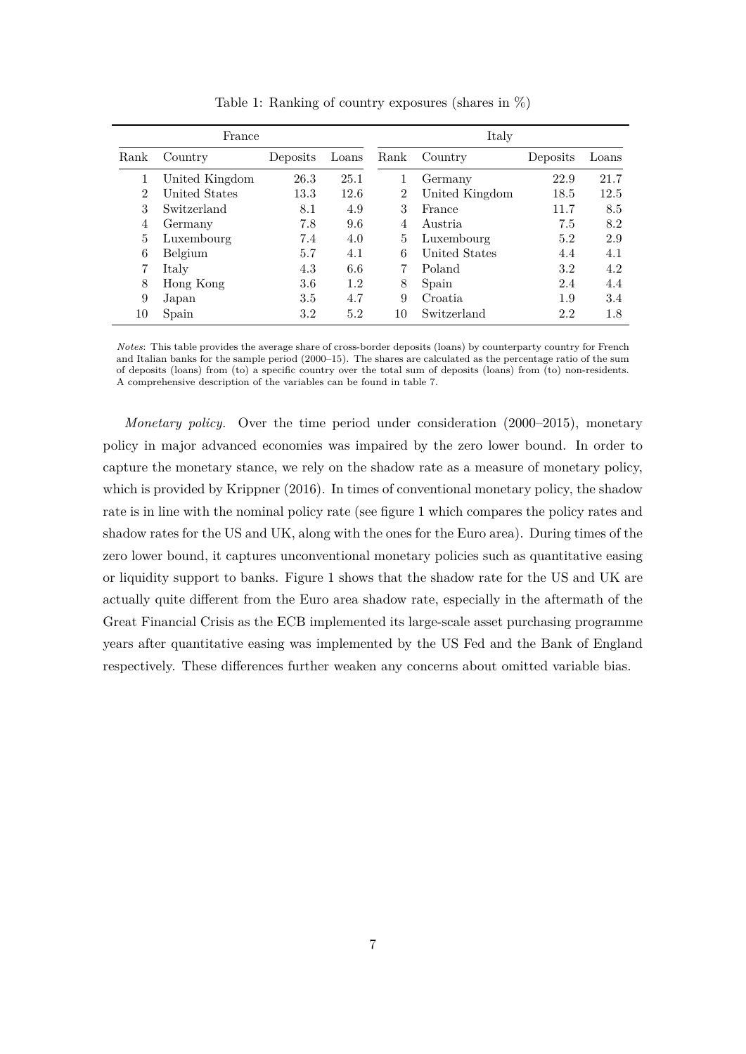Table 1: Ranking of country exposures (shares in %)

| France | | | | Italy | | | |
|---|---|---|---|---|---|---|---|
| Rank | Country | Deposits | Loans | Rank | Country | Deposits | Loans |
| 1 | United Kingdom | 26.3 | 25.1 | 1 | Germany | 22.9 | 21.7 |
| 2 | United States | 13.3 | 12.6 | 2 | United Kingdom | 18.5 | 12.5 |
| 3 | Switzerland | 8.1 | 4.9 | 3 | France | 11.7 | 8.5 |
| 4 | Germany | 7.8 | 9.6 | 4 | Austria | 7.5 | 8.2 |
| 5 | Luxembourg | 7.4 | 4.0 | 5 | Luxembourg | 5.2 | 2.9 |
| 6 | Belgium | 5.7 | 4.1 | 6 | United States | 4.4 | 4.1 |
| 7 | Italy | 4.3 | 6.6 | 7 | Poland | 3.2 | 4.2 |
| 8 | Hong Kong | 3.6 | 1.2 | 8 | Spain | 2.4 | 4.4 |
| 9 | Japan | 3.5 | 4.7 | 9 | Croatia | 1.9 | 3.4 |
| 10 | Spain | 3.2 | 5.2 | 10 | Switzerland | 2.2 | 1.8 |

*Notes*: This table provides the average share of cross-border deposits (loans) by counterparty country for French and Italian banks for the sample period (2000–15). The shares are calculated as the percentage ratio of the sum of deposits (loans) from (to) a specific country over the total sum of deposits (loans) from (to) non-residents. A comprehensive description of the variables can be found in table 7.

*Monetary policy.* Over the time period under consideration (2000–2015), monetary policy in major advanced economies was impaired by the zero lower bound. In order to capture the monetary stance, we rely on the shadow rate as a measure of monetary policy, which is provided by Krippner (2016). In times of conventional monetary policy, the shadow rate is in line with the nominal policy rate (see figure 1 which compares the policy rates and shadow rates for the US and UK, along with the ones for the Euro area). During times of the zero lower bound, it captures unconventional monetary policies such as quantitative easing or liquidity support to banks. Figure 1 shows that the shadow rate for the US and UK are actually quite different from the Euro area shadow rate, especially in the aftermath of the Great Financial Crisis as the ECB implemented its large-scale asset purchasing programme years after quantitative easing was implemented by the US Fed and the Bank of England respectively. These differences further weaken any concerns about omitted variable bias.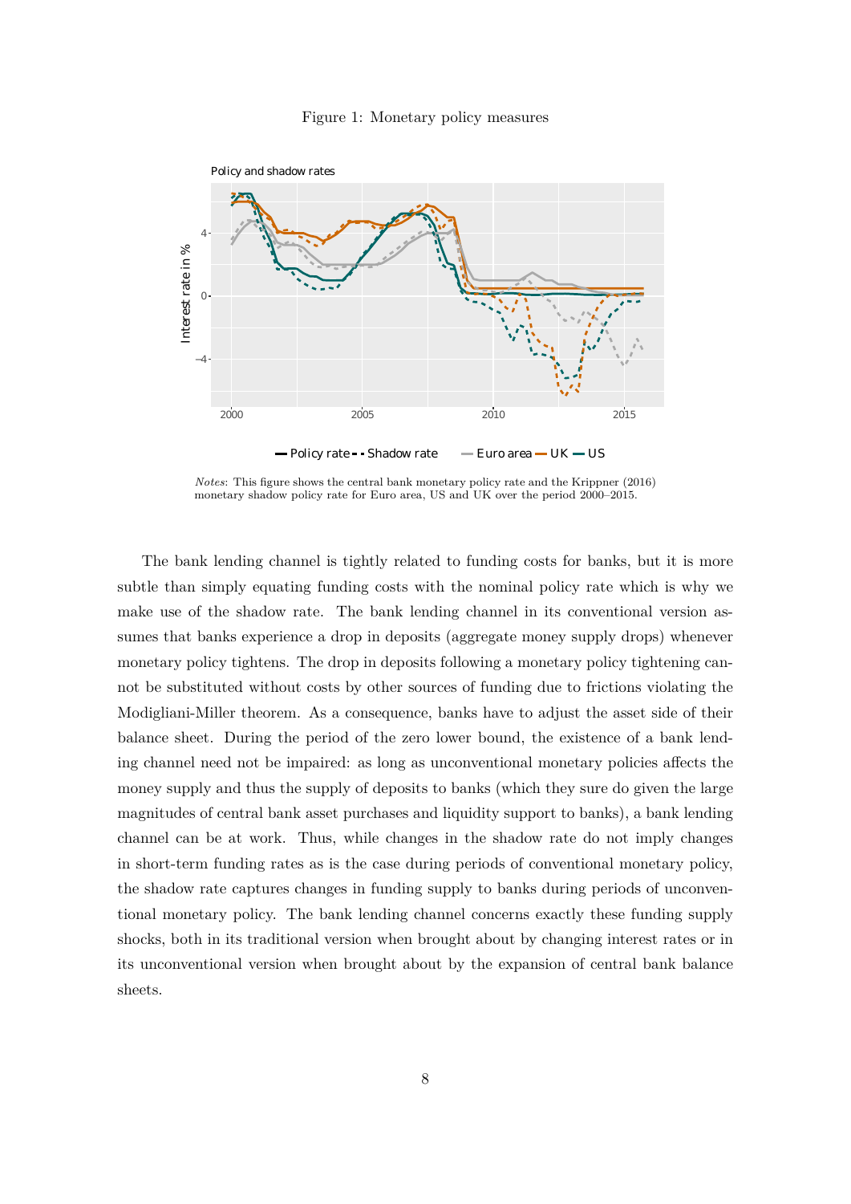Figure 1: Monetary policy measures

*Notes*: This figure shows the central bank monetary policy rate and the Krippner (2016) monetary shadow policy rate for Euro area, US and UK over the period 2000–2015.

The bank lending channel is tightly related to funding costs for banks, but it is more subtle than simply equating funding costs with the nominal policy rate which is why we make use of the shadow rate. The bank lending channel in its conventional version assumes that banks experience a drop in deposits (aggregate money supply drops) whenever monetary policy tightens. The drop in deposits following a monetary policy tightening cannot be substituted without costs by other sources of funding due to frictions violating the Modigliani-Miller theorem. As a consequence, banks have to adjust the asset side of their balance sheet. During the period of the zero lower bound, the existence of a bank lending channel need not be impaired: as long as unconventional monetary policies affects the money supply and thus the supply of deposits to banks (which they sure do given the large magnitudes of central bank asset purchases and liquidity support to banks), a bank lending channel can be at work. Thus, while changes in the shadow rate do not imply changes in short-term funding rates as is the case during periods of conventional monetary policy, the shadow rate captures changes in funding supply to banks during periods of unconventional monetary policy. The bank lending channel concerns exactly these funding supply shocks, both in its traditional version when brought about by changing interest rates or in its unconventional version when brought about by the expansion of central bank balance sheets.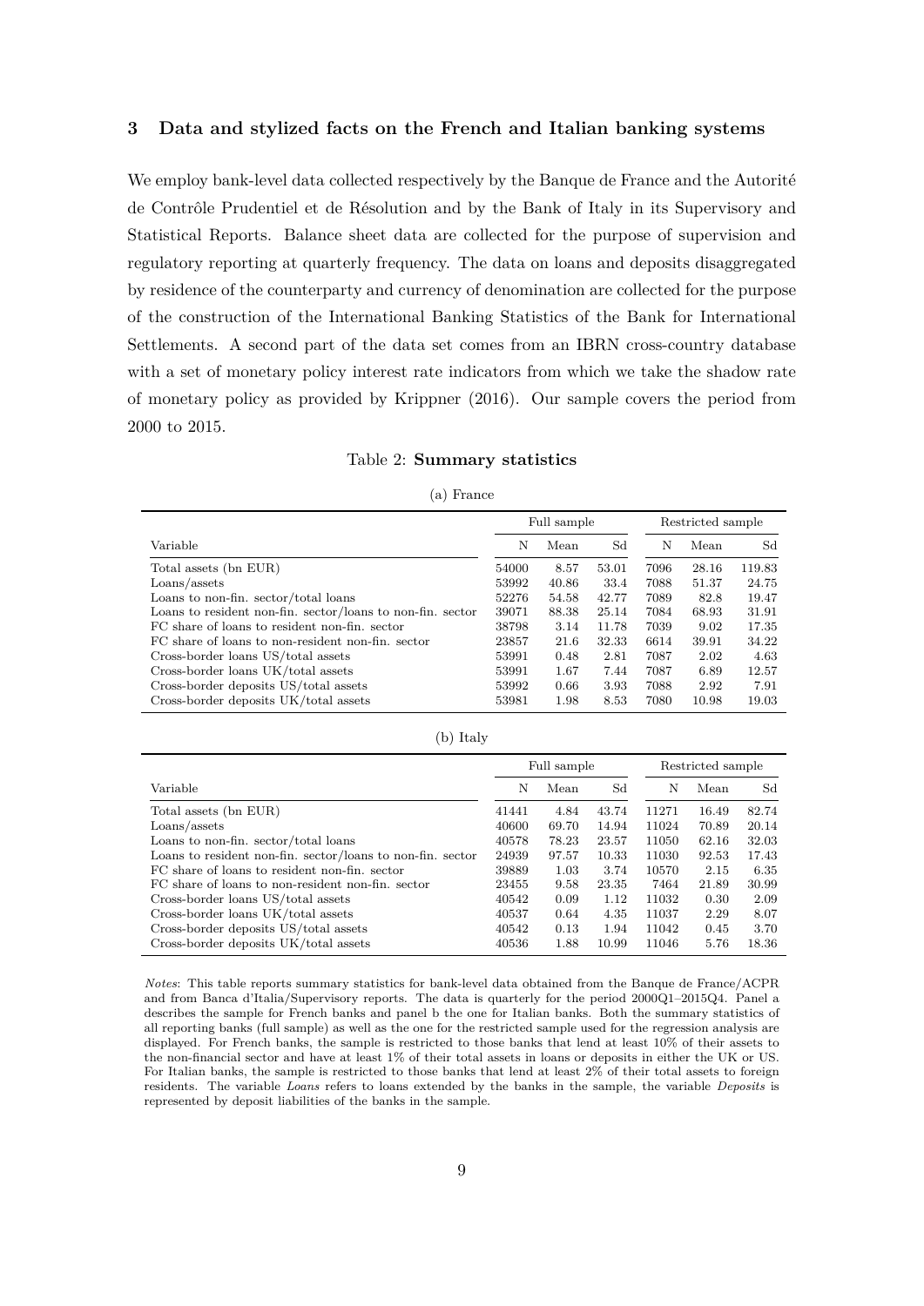## 3 Data and stylized facts on the French and Italian banking systems

We employ bank-level data collected respectively by the Banque de France and the Autorité de Contrôle Prudentiel et de Résolution and by the Bank of Italy in its Supervisory and Statistical Reports. Balance sheet data are collected for the purpose of supervision and regulatory reporting at quarterly frequency. The data on loans and deposits disaggregated by residence of the counterparty and currency of denomination are collected for the purpose of the construction of the International Banking Statistics of the Bank for International Settlements. A second part of the data set comes from an IBRN cross-country database with a set of monetary policy interest rate indicators from which we take the shadow rate of monetary policy as provided by Krippner (2016). Our sample covers the period from 2000 to 2015.

Table 2: **Summary statistics**

(a) France

| | Full sample | | | Restricted sample | | |
|---|---|---|---|---|---|---|
| Variable | N | Mean | Sd | N | Mean | Sd |
| Total assets (bn EUR) | 54000 | 8.57 | 53.01 | 7096 | 28.16 | 119.83 |
| Loans/assets | 53992 | 40.86 | 33.4 | 7088 | 51.37 | 24.75 |
| Loans to non-fin. sector/total loans | 52276 | 54.58 | 42.77 | 7089 | 82.8 | 19.47 |
| Loans to resident non-fin. sector/loans to non-fin. sector | 39071 | 88.38 | 25.14 | 7084 | 68.93 | 31.91 |
| FC share of loans to resident non-fin. sector | 38798 | 3.14 | 11.78 | 7039 | 9.02 | 17.35 |
| FC share of loans to non-resident non-fin. sector | 23857 | 21.6 | 32.33 | 6614 | 39.91 | 34.22 |
| Cross-border loans US/total assets | 53991 | 0.48 | 2.81 | 7087 | 2.02 | 4.63 |
| Cross-border loans UK/total assets | 53991 | 1.67 | 7.44 | 7087 | 6.89 | 12.57 |
| Cross-border deposits US/total assets | 53992 | 0.66 | 3.93 | 7088 | 2.92 | 7.91 |
| Cross-border deposits UK/total assets | 53981 | 1.98 | 8.53 | 7080 | 10.98 | 19.03 |

(b) Italy

| | Full sample | | | Restricted sample | | |
|---|---|---|---|---|---|---|
| Variable | N | Mean | Sd | N | Mean | Sd |
| Total assets (bn EUR) | 41441 | 4.84 | 43.74 | 11271 | 16.49 | 82.74 |
| Loans/assets | 40600 | 69.70 | 14.94 | 11024 | 70.89 | 20.14 |
| Loans to non-fin. sector/total loans | 40578 | 78.23 | 23.57 | 11050 | 62.16 | 32.03 |
| Loans to resident non-fin. sector/loans to non-fin. sector | 24939 | 97.57 | 10.33 | 11030 | 92.53 | 17.43 |
| FC share of loans to resident non-fin. sector | 39889 | 1.03 | 3.74 | 10570 | 2.15 | 6.35 |
| FC share of loans to non-resident non-fin. sector | 23455 | 9.58 | 23.35 | 7464 | 21.89 | 30.99 |
| Cross-border loans US/total assets | 40542 | 0.09 | 1.12 | 11032 | 0.30 | 2.09 |
| Cross-border loans UK/total assets | 40537 | 0.64 | 4.35 | 11037 | 2.29 | 8.07 |
| Cross-border deposits US/total assets | 40542 | 0.13 | 1.94 | 11042 | 0.45 | 3.70 |
| Cross-border deposits UK/total assets | 40536 | 1.88 | 10.99 | 11046 | 5.76 | 18.36 |

*Notes*: This table reports summary statistics for bank-level data obtained from the Banque de France/ACPR and from Banca d'Italia/Supervisory reports. The data is quarterly for the period 2000Q1–2015Q4. Panel a describes the sample for French banks and panel b the one for Italian banks. Both the summary statistics of all reporting banks (full sample) as well as the one for the restricted sample used for the regression analysis are displayed. For French banks, the sample is restricted to those banks that lend at least 10% of their assets to the non-financial sector and have at least 1% of their total assets in loans or deposits in either the UK or US. For Italian banks, the sample is restricted to those banks that lend at least 2% of their total assets to foreign residents. The variable *Loans* refers to loans extended by the banks in the sample, the variable *Deposits* is represented by deposit liabilities of the banks in the sample.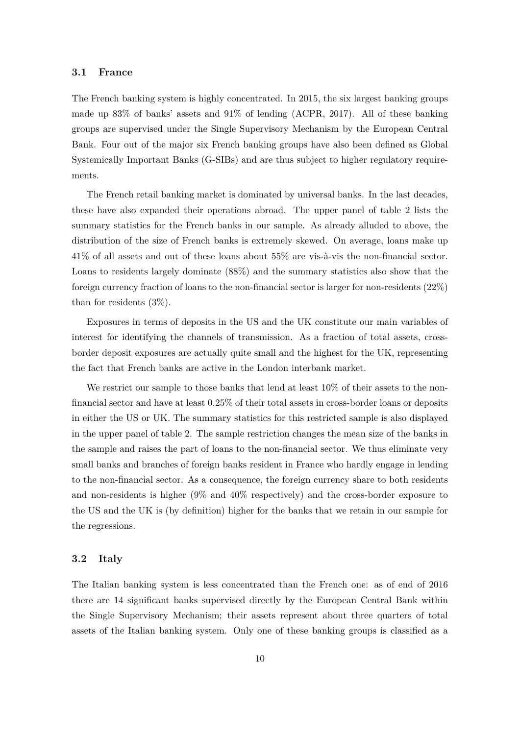### 3.1 France

The French banking system is highly concentrated. In 2015, the six largest banking groups made up 83% of banks' assets and 91% of lending (ACPR, 2017). All of these banking groups are supervised under the Single Supervisory Mechanism by the European Central Bank. Four out of the major six French banking groups have also been defined as Global Systemically Important Banks (G-SIBs) and are thus subject to higher regulatory requirements.

The French retail banking market is dominated by universal banks. In the last decades, these have also expanded their operations abroad. The upper panel of table 2 lists the summary statistics for the French banks in our sample. As already alluded to above, the distribution of the size of French banks is extremely skewed. On average, loans make up 41% of all assets and out of these loans about 55% are vis-à-vis the non-financial sector. Loans to residents largely dominate (88%) and the summary statistics also show that the foreign currency fraction of loans to the non-financial sector is larger for non-residents (22%) than for residents (3%).

Exposures in terms of deposits in the US and the UK constitute our main variables of interest for identifying the channels of transmission. As a fraction of total assets, cross-border deposit exposures are actually quite small and the highest for the UK, representing the fact that French banks are active in the London interbank market.

We restrict our sample to those banks that lend at least 10% of their assets to the non-financial sector and have at least 0.25% of their total assets in cross-border loans or deposits in either the US or UK. The summary statistics for this restricted sample is also displayed in the upper panel of table 2. The sample restriction changes the mean size of the banks in the sample and raises the part of loans to the non-financial sector. We thus eliminate very small banks and branches of foreign banks resident in France who hardly engage in lending to the non-financial sector. As a consequence, the foreign currency share to both residents and non-residents is higher (9% and 40% respectively) and the cross-border exposure to the US and the UK is (by definition) higher for the banks that we retain in our sample for the regressions.

### 3.2 Italy

The Italian banking system is less concentrated than the French one: as of end of 2016 there are 14 significant banks supervised directly by the European Central Bank within the Single Supervisory Mechanism; their assets represent about three quarters of total assets of the Italian banking system. Only one of these banking groups is classified as a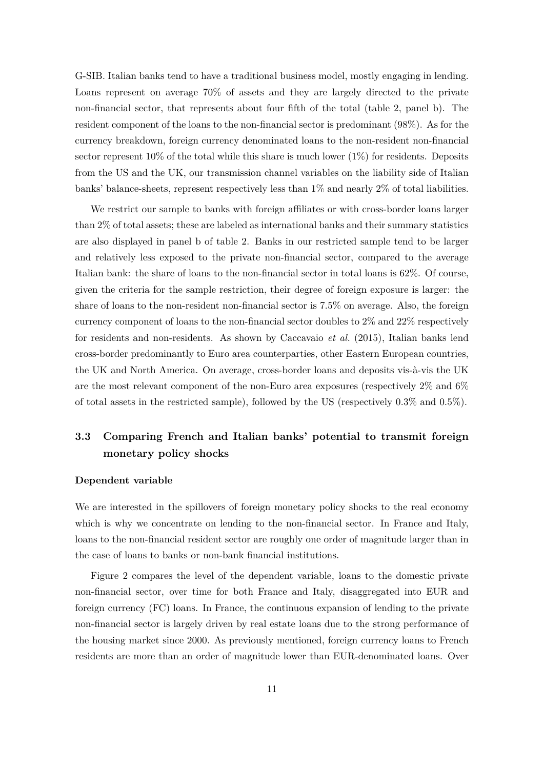G-SIB. Italian banks tend to have a traditional business model, mostly engaging in lending. Loans represent on average 70% of assets and they are largely directed to the private non-financial sector, that represents about four fifth of the total (table 2, panel b). The resident component of the loans to the non-financial sector is predominant (98%). As for the currency breakdown, foreign currency denominated loans to the non-resident non-financial sector represent 10% of the total while this share is much lower (1%) for residents. Deposits from the US and the UK, our transmission channel variables on the liability side of Italian banks' balance-sheets, represent respectively less than 1% and nearly 2% of total liabilities.

We restrict our sample to banks with foreign affiliates or with cross-border loans larger than 2% of total assets; these are labeled as international banks and their summary statistics are also displayed in panel b of table 2. Banks in our restricted sample tend to be larger and relatively less exposed to the private non-financial sector, compared to the average Italian bank: the share of loans to the non-financial sector in total loans is 62%. Of course, given the criteria for the sample restriction, their degree of foreign exposure is larger: the share of loans to the non-resident non-financial sector is 7.5% on average. Also, the foreign currency component of loans to the non-financial sector doubles to 2% and 22% respectively for residents and non-residents. As shown by Caccavaio *et al.* (2015), Italian banks lend cross-border predominantly to Euro area counterparties, other Eastern European countries, the UK and North America. On average, cross-border loans and deposits vis-à-vis the UK are the most relevant component of the non-Euro area exposures (respectively 2% and 6% of total assets in the restricted sample), followed by the US (respectively 0.3% and 0.5%).

## 3.3 Comparing French and Italian banks' potential to transmit foreign monetary policy shocks

#### Dependent variable

We are interested in the spillovers of foreign monetary policy shocks to the real economy which is why we concentrate on lending to the non-financial sector. In France and Italy, loans to the non-financial resident sector are roughly one order of magnitude larger than in the case of loans to banks or non-bank financial institutions.

Figure 2 compares the level of the dependent variable, loans to the domestic private non-financial sector, over time for both France and Italy, disaggregated into EUR and foreign currency (FC) loans. In France, the continuous expansion of lending to the private non-financial sector is largely driven by real estate loans due to the strong performance of the housing market since 2000. As previously mentioned, foreign currency loans to French residents are more than an order of magnitude lower than EUR-denominated loans. Over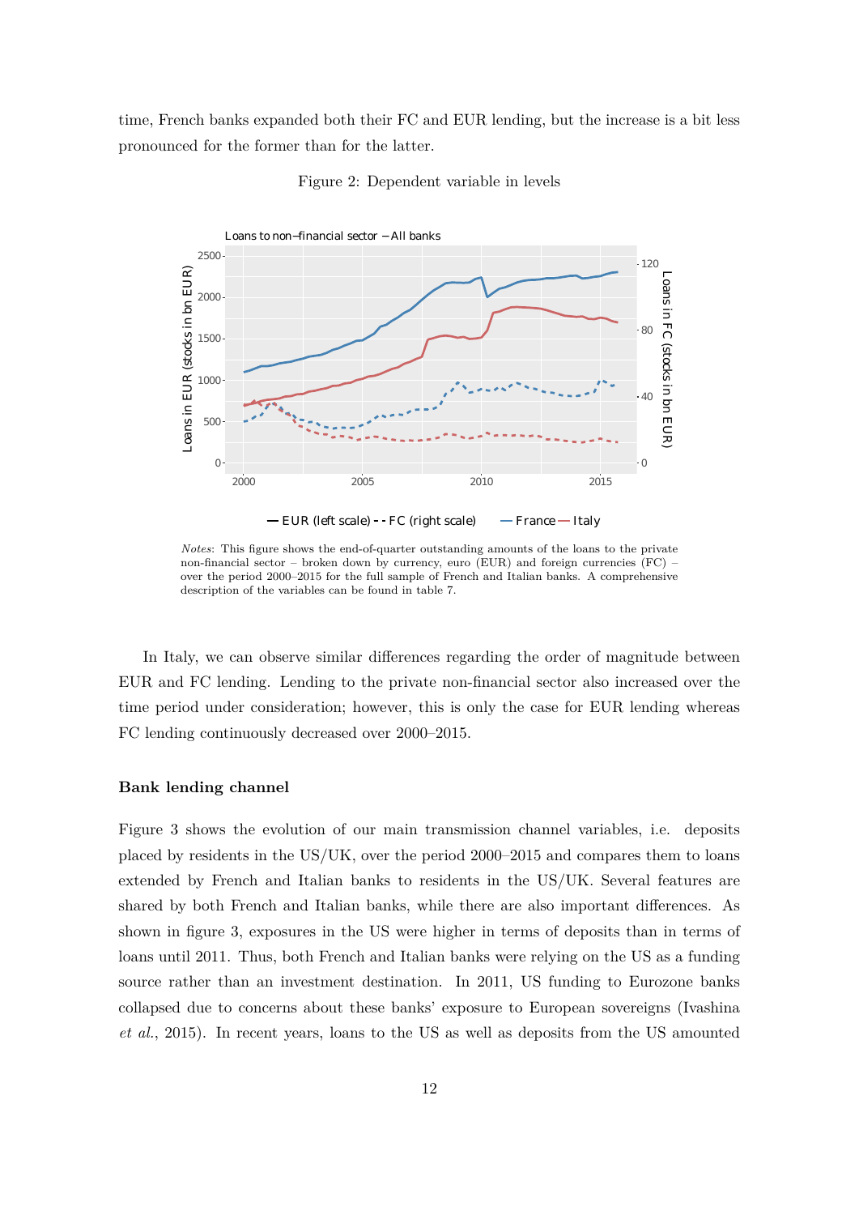time, French banks expanded both their FC and EUR lending, but the increase is a bit less pronounced for the former than for the latter.

Figure 2: Dependent variable in levels

*Notes*: This figure shows the end-of-quarter outstanding amounts of the loans to the private non-financial sector – broken down by currency, euro (EUR) and foreign currencies (FC) – over the period 2000–2015 for the full sample of French and Italian banks. A comprehensive description of the variables can be found in table 7.

In Italy, we can observe similar differences regarding the order of magnitude between EUR and FC lending. Lending to the private non-financial sector also increased over the time period under consideration; however, this is only the case for EUR lending whereas FC lending continuously decreased over 2000–2015.

### Bank lending channel

Figure 3 shows the evolution of our main transmission channel variables, i.e. deposits placed by residents in the US/UK, over the period 2000–2015 and compares them to loans extended by French and Italian banks to residents in the US/UK. Several features are shared by both French and Italian banks, while there are also important differences. As shown in figure 3, exposures in the US were higher in terms of deposits than in terms of loans until 2011. Thus, both French and Italian banks were relying on the US as a funding source rather than an investment destination. In 2011, US funding to Eurozone banks collapsed due to concerns about these banks' exposure to European sovereigns (Ivashina *et al.*, 2015). In recent years, loans to the US as well as deposits from the US amounted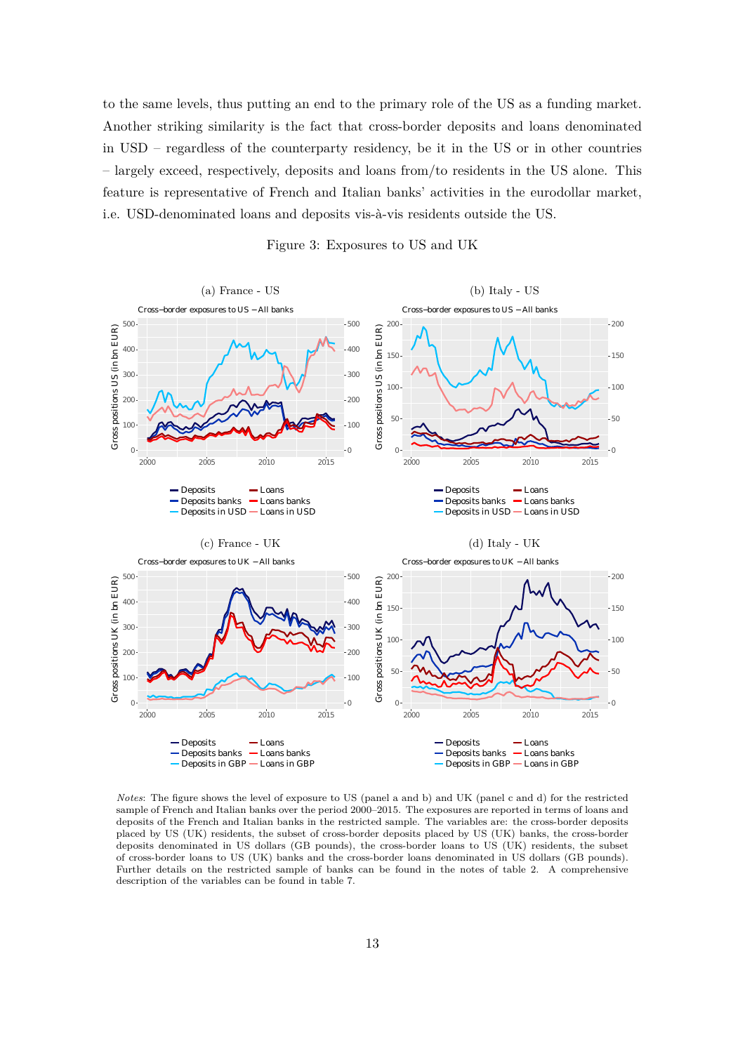to the same levels, thus putting an end to the primary role of the US as a funding market. Another striking similarity is the fact that cross-border deposits and loans denominated in USD – regardless of the counterparty residency, be it in the US or in other countries – largely exceed, respectively, deposits and loans from/to residents in the US alone. This feature is representative of French and Italian banks' activities in the eurodollar market, i.e. USD-denominated loans and deposits vis-à-vis residents outside the US.

Figure 3: Exposures to US and UK

(a) France - US

(b) Italy - US

(c) France - UK

(d) Italy - UK

*Notes*: The figure shows the level of exposure to US (panel a and b) and UK (panel c and d) for the restricted sample of French and Italian banks over the period 2000–2015. The exposures are reported in terms of loans and deposits of the French and Italian banks in the restricted sample. The variables are: the cross-border deposits placed by US (UK) residents, the subset of cross-border deposits placed by US (UK) banks, the cross-border deposits denominated in US dollars (GB pounds), the cross-border loans to US (UK) residents, the subset of cross-border loans to US (UK) banks and the cross-border loans denominated in US dollars (GB pounds). Further details on the restricted sample of banks can be found in the notes of table 2. A comprehensive description of the variables can be found in table 7.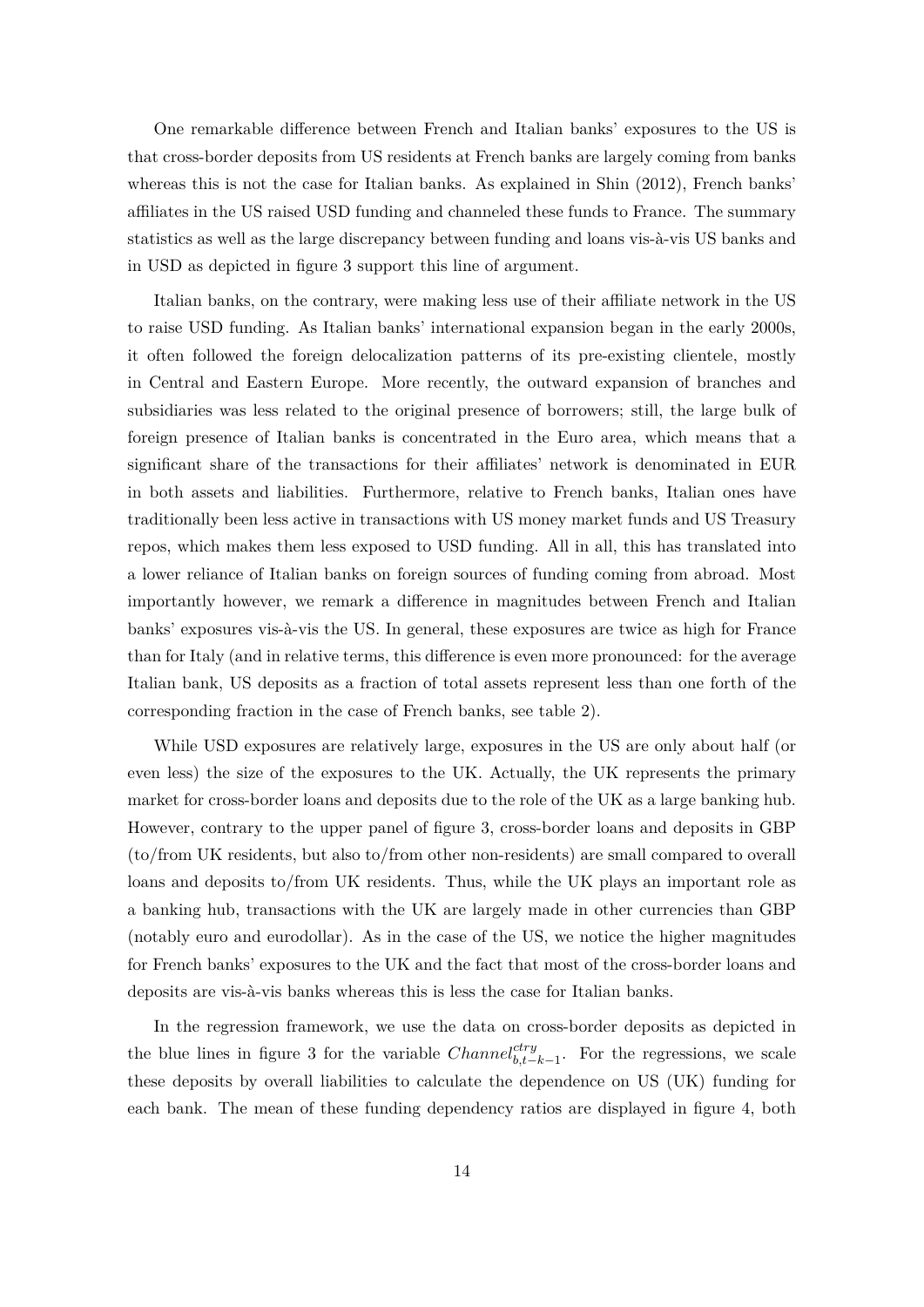One remarkable difference between French and Italian banks' exposures to the US is that cross-border deposits from US residents at French banks are largely coming from banks whereas this is not the case for Italian banks. As explained in Shin (2012), French banks' affiliates in the US raised USD funding and channeled these funds to France. The summary statistics as well as the large discrepancy between funding and loans vis-à-vis US banks and in USD as depicted in figure 3 support this line of argument.

Italian banks, on the contrary, were making less use of their affiliate network in the US to raise USD funding. As Italian banks' international expansion began in the early 2000s, it often followed the foreign delocalization patterns of its pre-existing clientele, mostly in Central and Eastern Europe. More recently, the outward expansion of branches and subsidiaries was less related to the original presence of borrowers; still, the large bulk of foreign presence of Italian banks is concentrated in the Euro area, which means that a significant share of the transactions for their affiliates' network is denominated in EUR in both assets and liabilities. Furthermore, relative to French banks, Italian ones have traditionally been less active in transactions with US money market funds and US Treasury repos, which makes them less exposed to USD funding. All in all, this has translated into a lower reliance of Italian banks on foreign sources of funding coming from abroad. Most importantly however, we remark a difference in magnitudes between French and Italian banks' exposures vis-à-vis the US. In general, these exposures are twice as high for France than for Italy (and in relative terms, this difference is even more pronounced: for the average Italian bank, US deposits as a fraction of total assets represent less than one forth of the corresponding fraction in the case of French banks, see table 2).

While USD exposures are relatively large, exposures in the US are only about half (or even less) the size of the exposures to the UK. Actually, the UK represents the primary market for cross-border loans and deposits due to the role of the UK as a large banking hub. However, contrary to the upper panel of figure 3, cross-border loans and deposits in GBP (to/from UK residents, but also to/from other non-residents) are small compared to overall loans and deposits to/from UK residents. Thus, while the UK plays an important role as a banking hub, transactions with the UK are largely made in other currencies than GBP (notably euro and eurodollar). As in the case of the US, we notice the higher magnitudes for French banks' exposures to the UK and the fact that most of the cross-border loans and deposits are vis-à-vis banks whereas this is less the case for Italian banks.

In the regression framework, we use the data on cross-border deposits as depicted in the blue lines in figure 3 for the variable $Channel_{b,t-k-1}^{ctry}$. For the regressions, we scale these deposits by overall liabilities to calculate the dependence on US (UK) funding for each bank. The mean of these funding dependency ratios are displayed in figure 4, both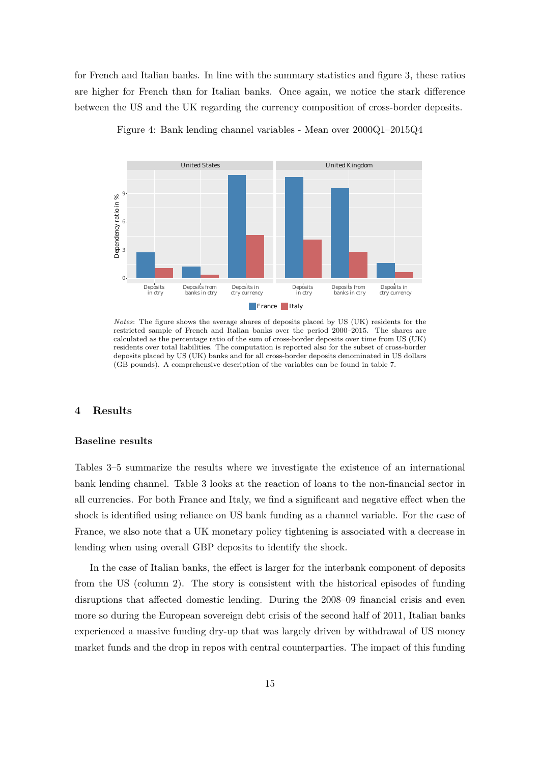for French and Italian banks. In line with the summary statistics and figure 3, these ratios are higher for French than for Italian banks. Once again, we notice the stark difference between the US and the UK regarding the currency composition of cross-border deposits.

Figure 4: Bank lending channel variables - Mean over 2000Q1–2015Q4

*Notes*: The figure shows the average shares of deposits placed by US (UK) residents for the restricted sample of French and Italian banks over the period 2000–2015. The shares are calculated as the percentage ratio of the sum of cross-border deposits over time from US (UK) residents over total liabilities. The computation is reported also for the subset of cross-border deposits placed by US (UK) banks and for all cross-border deposits denominated in US dollars (GB pounds). A comprehensive description of the variables can be found in table 7.

## 4 Results

### Baseline results

Tables 3–5 summarize the results where we investigate the existence of an international bank lending channel. Table 3 looks at the reaction of loans to the non-financial sector in all currencies. For both France and Italy, we find a significant and negative effect when the shock is identified using reliance on US bank funding as a channel variable. For the case of France, we also note that a UK monetary policy tightening is associated with a decrease in lending when using overall GBP deposits to identify the shock.

In the case of Italian banks, the effect is larger for the interbank component of deposits from the US (column 2). The story is consistent with the historical episodes of funding disruptions that affected domestic lending. During the 2008–09 financial crisis and even more so during the European sovereign debt crisis of the second half of 2011, Italian banks experienced a massive funding dry-up that was largely driven by withdrawal of US money market funds and the drop in repos with central counterparties. The impact of this funding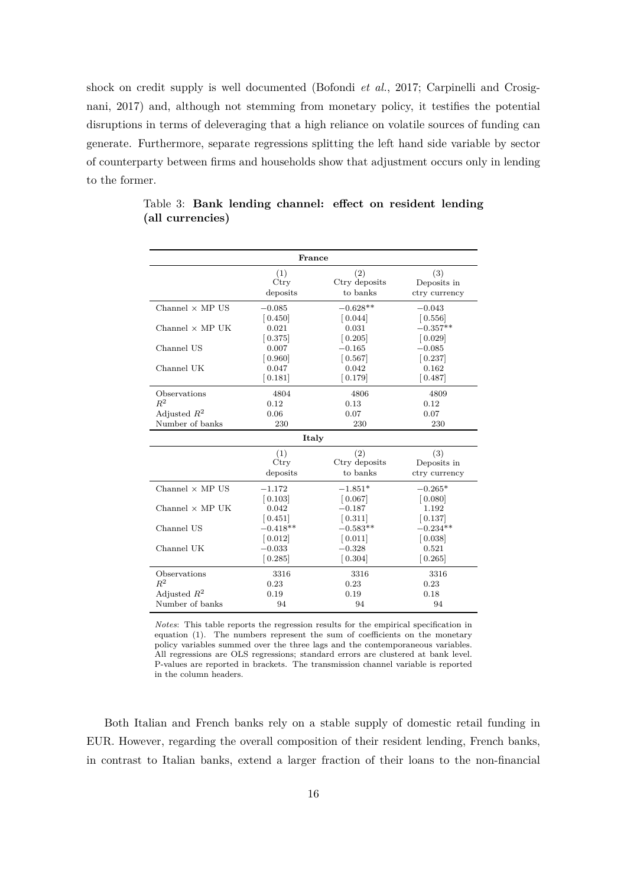shock on credit supply is well documented (Bofondi *et al.*, 2017; Carpinelli and Crosignani, 2017) and, although not stemming from monetary policy, it testifies the potential disruptions in terms of deleveraging that a high reliance on volatile sources of funding can generate. Furthermore, separate regressions splitting the left hand side variable by sector of counterparty between firms and households show that adjustment occurs only in lending to the former.

Table 3: **Bank lending channel: effect on resident lending (all currencies)**

| **France** | | | |
|---|---|---|---|
| | (1) Ctry deposits | (2) Ctry deposits to banks | (3) Deposits in ctry currency |
| Channel × MP US | −0.085 | −0.628** | −0.043 |
| | [0.450] | [0.044] | [0.556] |
| Channel × MP UK | 0.021 | 0.031 | −0.357** |
| | [0.375] | [0.205] | [0.029] |
| Channel US | 0.007 | −0.165 | −0.085 |
| | [0.960] | [0.567] | [0.237] |
| Channel UK | 0.047 | 0.042 | 0.162 |
| | [0.181] | [0.179] | [0.487] |
| Observations | 4804 | 4806 | 4809 |
| $R^2$ | 0.12 | 0.13 | 0.12 |
| Adjusted $R^2$ | 0.06 | 0.07 | 0.07 |
| Number of banks | 230 | 230 | 230 |
| **Italy** | | | |
| | (1) Ctry deposits | (2) Ctry deposits to banks | (3) Deposits in ctry currency |
| Channel × MP US | −1.172 | −1.851* | −0.265* |
| | [0.103] | [0.067] | [0.080] |
| Channel × MP UK | 0.042 | −0.187 | 1.192 |
| | [0.451] | [0.311] | [0.137] |
| Channel US | −0.418** | −0.583** | −0.234** |
| | [0.012] | [0.011] | [0.038] |
| Channel UK | −0.033 | −0.328 | 0.521 |
| | [0.285] | [0.304] | [0.265] |
| Observations | 3316 | 3316 | 3316 |
| $R^2$ | 0.23 | 0.23 | 0.23 |
| Adjusted $R^2$ | 0.19 | 0.19 | 0.18 |
| Number of banks | 94 | 94 | 94 |

*Notes*: This table reports the regression results for the empirical specification in equation (1). The numbers represent the sum of coefficients on the monetary policy variables summed over the three lags and the contemporaneous variables. All regressions are OLS regressions; standard errors are clustered at bank level. P-values are reported in brackets. The transmission channel variable is reported in the column headers.

Both Italian and French banks rely on a stable supply of domestic retail funding in EUR. However, regarding the overall composition of their resident lending, French banks, in contrast to Italian banks, extend a larger fraction of their loans to the non-financial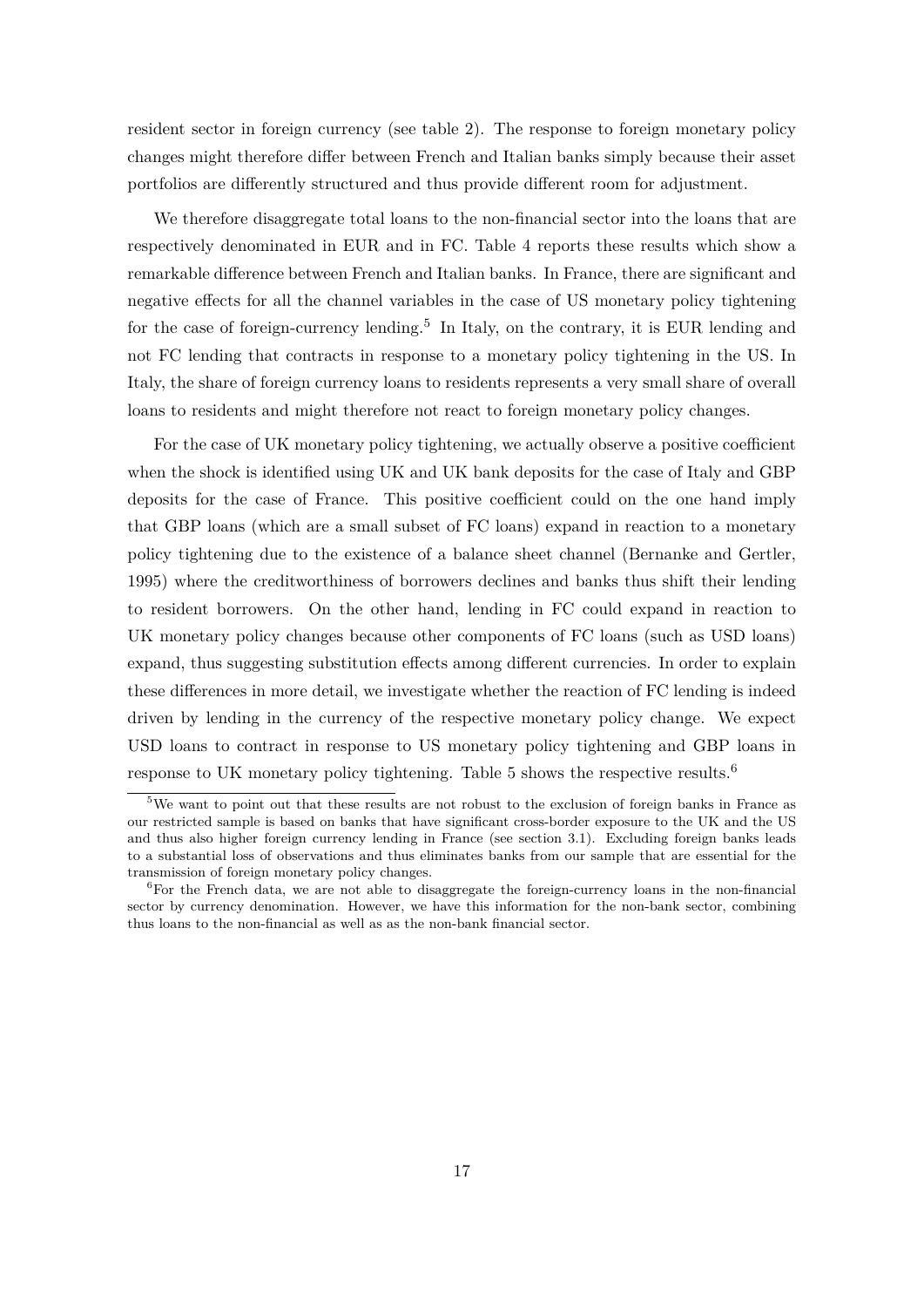resident sector in foreign currency (see table 2). The response to foreign monetary policy changes might therefore differ between French and Italian banks simply because their asset portfolios are differently structured and thus provide different room for adjustment.

We therefore disaggregate total loans to the non-financial sector into the loans that are respectively denominated in EUR and in FC. Table 4 reports these results which show a remarkable difference between French and Italian banks. In France, there are significant and negative effects for all the channel variables in the case of US monetary policy tightening for the case of foreign-currency lending.[5] In Italy, on the contrary, it is EUR lending and not FC lending that contracts in response to a monetary policy tightening in the US. In Italy, the share of foreign currency loans to residents represents a very small share of overall loans to residents and might therefore not react to foreign monetary policy changes.

For the case of UK monetary policy tightening, we actually observe a positive coefficient when the shock is identified using UK and UK bank deposits for the case of Italy and GBP deposits for the case of France. This positive coefficient could on the one hand imply that GBP loans (which are a small subset of FC loans) expand in reaction to a monetary policy tightening due to the existence of a balance sheet channel (Bernanke and Gertler, 1995) where the creditworthiness of borrowers declines and banks thus shift their lending to resident borrowers. On the other hand, lending in FC could expand in reaction to UK monetary policy changes because other components of FC loans (such as USD loans) expand, thus suggesting substitution effects among different currencies. In order to explain these differences in more detail, we investigate whether the reaction of FC lending is indeed driven by lending in the currency of the respective monetary policy change. We expect USD loans to contract in response to US monetary policy tightening and GBP loans in response to UK monetary policy tightening. Table 5 shows the respective results.[6]

[5] We want to point out that these results are not robust to the exclusion of foreign banks in France as our restricted sample is based on banks that have significant cross-border exposure to the UK and the US and thus also higher foreign currency lending in France (see section 3.1). Excluding foreign banks leads to a substantial loss of observations and thus eliminates banks from our sample that are essential for the transmission of foreign monetary policy changes.

[6] For the French data, we are not able to disaggregate the foreign-currency loans in the non-financial sector by currency denomination. However, we have this information for the non-bank sector, combining thus loans to the non-financial as well as as the non-bank financial sector.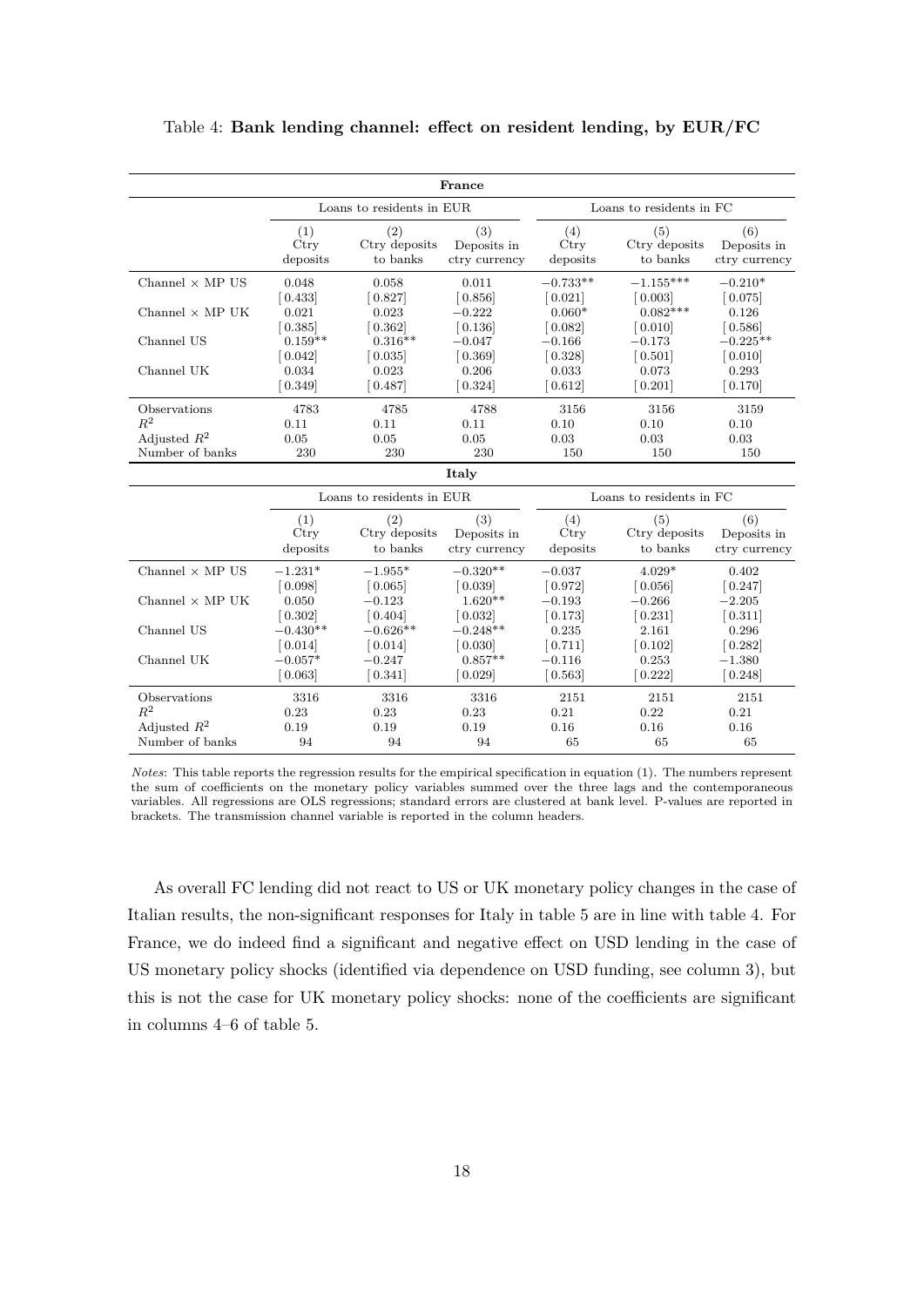Table 4: **Bank lending channel: effect on resident lending, by EUR/FC**

| **France** | | | | | | |
|---|---|---|---|---|---|---|
| | Loans to residents in EUR | | | Loans to residents in FC | | |
| | (1) Ctry deposits | (2) Ctry deposits to banks | (3) Deposits in ctry currency | (4) Ctry deposits | (5) Ctry deposits to banks | (6) Deposits in ctry currency |
| Channel × MP US | 0.048 | 0.058 | 0.011 | −0.733** | −1.155*** | −0.210* |
| | [0.433] | [0.827] | [0.856] | [0.021] | [0.003] | [0.075] |
| Channel × MP UK | 0.021 | 0.023 | −0.222 | 0.060* | 0.082*** | 0.126 |
| | [0.385] | [0.362] | [0.136] | [0.082] | [0.010] | [0.586] |
| Channel US | 0.159** | 0.316** | −0.047 | −0.166 | −0.173 | −0.225** |
| | [0.042] | [0.035] | [0.369] | [0.328] | [0.501] | [0.010] |
| Channel UK | 0.034 | 0.023 | 0.206 | 0.033 | 0.073 | 0.293 |
| | [0.349] | [0.487] | [0.324] | [0.612] | [0.201] | [0.170] |
| Observations | 4783 | 4785 | 4788 | 3156 | 3156 | 3159 |
| $R^2$ | 0.11 | 0.11 | 0.11 | 0.10 | 0.10 | 0.10 |
| Adjusted $R^2$ | 0.05 | 0.05 | 0.05 | 0.03 | 0.03 | 0.03 |
| Number of banks | 230 | 230 | 230 | 150 | 150 | 150 |
| **Italy** | | | | | | |
| | Loans to residents in EUR | | | Loans to residents in FC | | |
| | (1) Ctry deposits | (2) Ctry deposits to banks | (3) Deposits in ctry currency | (4) Ctry deposits | (5) Ctry deposits to banks | (6) Deposits in ctry currency |
| Channel × MP US | −1.231* | −1.955* | −0.320** | −0.037 | 4.029* | 0.402 |
| | [0.098] | [0.065] | [0.039] | [0.972] | [0.056] | [0.247] |
| Channel × MP UK | 0.050 | −0.123 | 1.620** | −0.193 | −0.266 | −2.205 |
| | [0.302] | [0.404] | [0.032] | [0.173] | [0.231] | [0.311] |
| Channel US | −0.430** | −0.626** | −0.248** | 0.235 | 2.161 | 0.296 |
| | [0.014] | [0.014] | [0.030] | [0.711] | [0.102] | [0.282] |
| Channel UK | −0.057* | −0.247 | 0.857** | −0.116 | 0.253 | −1.380 |
| | [0.063] | [0.341] | [0.029] | [0.563] | [0.222] | [0.248] |
| Observations | 3316 | 3316 | 3316 | 2151 | 2151 | 2151 |
| $R^2$ | 0.23 | 0.23 | 0.23 | 0.21 | 0.22 | 0.21 |
| Adjusted $R^2$ | 0.19 | 0.19 | 0.19 | 0.16 | 0.16 | 0.16 |
| Number of banks | 94 | 94 | 94 | 65 | 65 | 65 |

*Notes*: This table reports the regression results for the empirical specification in equation (1). The numbers represent the sum of coefficients on the monetary policy variables summed over the three lags and the contemporaneous variables. All regressions are OLS regressions; standard errors are clustered at bank level. P-values are reported in brackets. The transmission channel variable is reported in the column headers.

As overall FC lending did not react to US or UK monetary policy changes in the case of Italian results, the non-significant responses for Italy in table 5 are in line with table 4. For France, we do indeed find a significant and negative effect on USD lending in the case of US monetary policy shocks (identified via dependence on USD funding, see column 3), but this is not the case for UK monetary policy shocks: none of the coefficients are significant in columns 4–6 of table 5.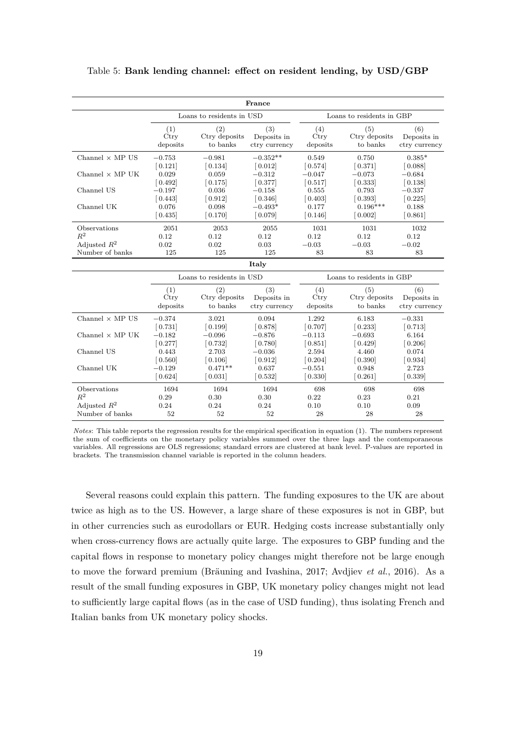Table 5: **Bank lending channel: effect on resident lending, by USD/GBP**

| | **France** | | | | | |
|---|---|---|---|---|---|---|
| | Loans to residents in USD | | | Loans to residents in GBP | | |
| | (1) Ctry deposits | (2) Ctry deposits to banks | (3) Deposits in ctry currency | (4) Ctry deposits | (5) Ctry deposits to banks | (6) Deposits in ctry currency |
| Channel × MP US | −0.753 | −0.981 | −0.352** | 0.549 | 0.750 | 0.385* |
| | [0.121] | [0.134] | [0.012] | [0.574] | [0.371] | [0.088] |
| Channel × MP UK | 0.029 | 0.059 | −0.312 | −0.047 | −0.073 | −0.684 |
| | [0.492] | [0.175] | [0.377] | [0.517] | [0.333] | [0.138] |
| Channel US | −0.197 | 0.036 | −0.158 | 0.555 | 0.793 | −0.337 |
| | [0.443] | [0.912] | [0.346] | [0.403] | [0.393] | [0.225] |
| Channel UK | 0.076 | 0.098 | −0.493* | 0.177 | 0.196*** | 0.188 |
| | [0.435] | [0.170] | [0.079] | [0.146] | [0.002] | [0.861] |
| Observations | 2051 | 2053 | 2055 | 1031 | 1031 | 1032 |
| $R^2$ | 0.12 | 0.12 | 0.12 | 0.12 | 0.12 | 0.12 |
| Adjusted $R^2$ | 0.02 | 0.02 | 0.03 | −0.03 | −0.03 | −0.02 |
| Number of banks | 125 | 125 | 125 | 83 | 83 | 83 |
| | **Italy** | | | | | |
| | Loans to residents in USD | | | Loans to residents in GBP | | |
| | (1) Ctry deposits | (2) Ctry deposits to banks | (3) Deposits in ctry currency | (4) Ctry deposits | (5) Ctry deposits to banks | (6) Deposits in ctry currency |
| Channel × MP US | −0.374 | 3.021 | 0.094 | 1.292 | 6.183 | −0.331 |
| | [0.731] | [0.199] | [0.878] | [0.707] | [0.233] | [0.713] |
| Channel × MP UK | −0.182 | −0.096 | −0.876 | −0.113 | −0.693 | 6.164 |
| | [0.277] | [0.732] | [0.780] | [0.851] | [0.429] | [0.206] |
| Channel US | 0.443 | 2.703 | −0.036 | 2.594 | 4.460 | 0.074 |
| | [0.560] | [0.106] | [0.912] | [0.204] | [0.390] | [0.934] |
| Channel UK | −0.129 | 0.471** | 0.637 | −0.551 | 0.948 | 2.723 |
| | [0.624] | [0.031] | [0.532] | [0.330] | [0.261] | [0.339] |
| Observations | 1694 | 1694 | 1694 | 698 | 698 | 698 |
| $R^2$ | 0.29 | 0.30 | 0.30 | 0.22 | 0.23 | 0.21 |
| Adjusted $R^2$ | 0.24 | 0.24 | 0.24 | 0.10 | 0.10 | 0.09 |
| Number of banks | 52 | 52 | 52 | 28 | 28 | 28 |

*Notes*: This table reports the regression results for the empirical specification in equation (1). The numbers represent the sum of coefficients on the monetary policy variables summed over the three lags and the contemporaneous variables. All regressions are OLS regressions; standard errors are clustered at bank level. P-values are reported in brackets. The transmission channel variable is reported in the column headers.

Several reasons could explain this pattern. The funding exposures to the UK are about twice as high as to the US. However, a large share of these exposures is not in GBP, but in other currencies such as eurodollars or EUR. Hedging costs increase substantially only when cross-currency flows are actually quite large. The exposures to GBP funding and the capital flows in response to monetary policy changes might therefore not be large enough to move the forward premium (Bräuning and Ivashina, 2017; Avdjiev *et al.*, 2016). As a result of the small funding exposures in GBP, UK monetary policy changes might not lead to sufficiently large capital flows (as in the case of USD funding), thus isolating French and Italian banks from UK monetary policy shocks.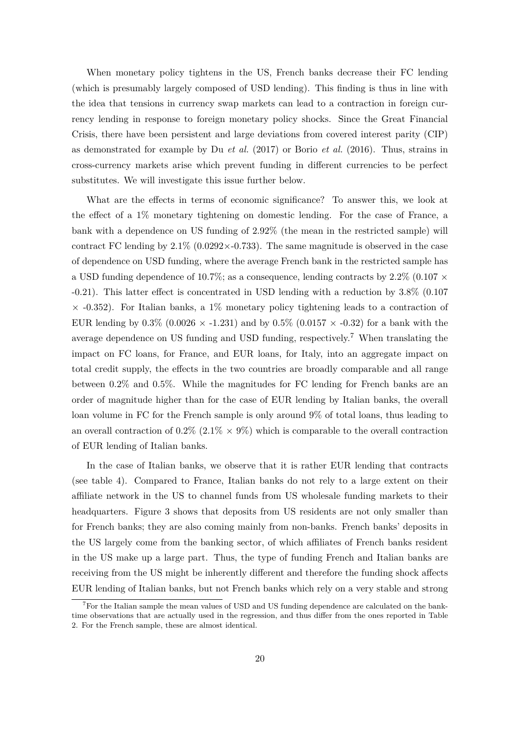When monetary policy tightens in the US, French banks decrease their FC lending (which is presumably largely composed of USD lending). This finding is thus in line with the idea that tensions in currency swap markets can lead to a contraction in foreign currency lending in response to foreign monetary policy shocks. Since the Great Financial Crisis, there have been persistent and large deviations from covered interest parity (CIP) as demonstrated for example by Du *et al.* (2017) or Borio *et al.* (2016). Thus, strains in cross-currency markets arise which prevent funding in different currencies to be perfect substitutes. We will investigate this issue further below.

What are the effects in terms of economic significance? To answer this, we look at the effect of a 1% monetary tightening on domestic lending. For the case of France, a bank with a dependence on US funding of 2.92% (the mean in the restricted sample) will contract FC lending by 2.1% ($0.0292 \times -0.733$). The same magnitude is observed in the case of dependence on USD funding, where the average French bank in the restricted sample has a USD funding dependence of 10.7%; as a consequence, lending contracts by 2.2% ($0.107 \times -0.21$). This latter effect is concentrated in USD lending with a reduction by 3.8% ($0.107 \times -0.352$). For Italian banks, a 1% monetary policy tightening leads to a contraction of EUR lending by 0.3% ($0.0026 \times -1.231$) and by 0.5% ($0.0157 \times -0.32$) for a bank with the average dependence on US funding and USD funding, respectively.[7] When translating the impact on FC loans, for France, and EUR loans, for Italy, into an aggregate impact on total credit supply, the effects in the two countries are broadly comparable and all range between 0.2% and 0.5%. While the magnitudes for FC lending for French banks are an order of magnitude higher than for the case of EUR lending by Italian banks, the overall loan volume in FC for the French sample is only around 9% of total loans, thus leading to an overall contraction of 0.2% ($2.1\% \times 9\%$) which is comparable to the overall contraction of EUR lending of Italian banks.

In the case of Italian banks, we observe that it is rather EUR lending that contracts (see table 4). Compared to France, Italian banks do not rely to a large extent on their affiliate network in the US to channel funds from US wholesale funding markets to their headquarters. Figure 3 shows that deposits from US residents are not only smaller than for French banks; they are also coming mainly from non-banks. French banks' deposits in the US largely come from the banking sector, of which affiliates of French banks resident in the US make up a large part. Thus, the type of funding French and Italian banks are receiving from the US might be inherently different and therefore the funding shock affects EUR lending of Italian banks, but not French banks which rely on a very stable and strong

[7] For the Italian sample the mean values of USD and US funding dependence are calculated on the bank-time observations that are actually used in the regression, and thus differ from the ones reported in Table 2. For the French sample, these are almost identical.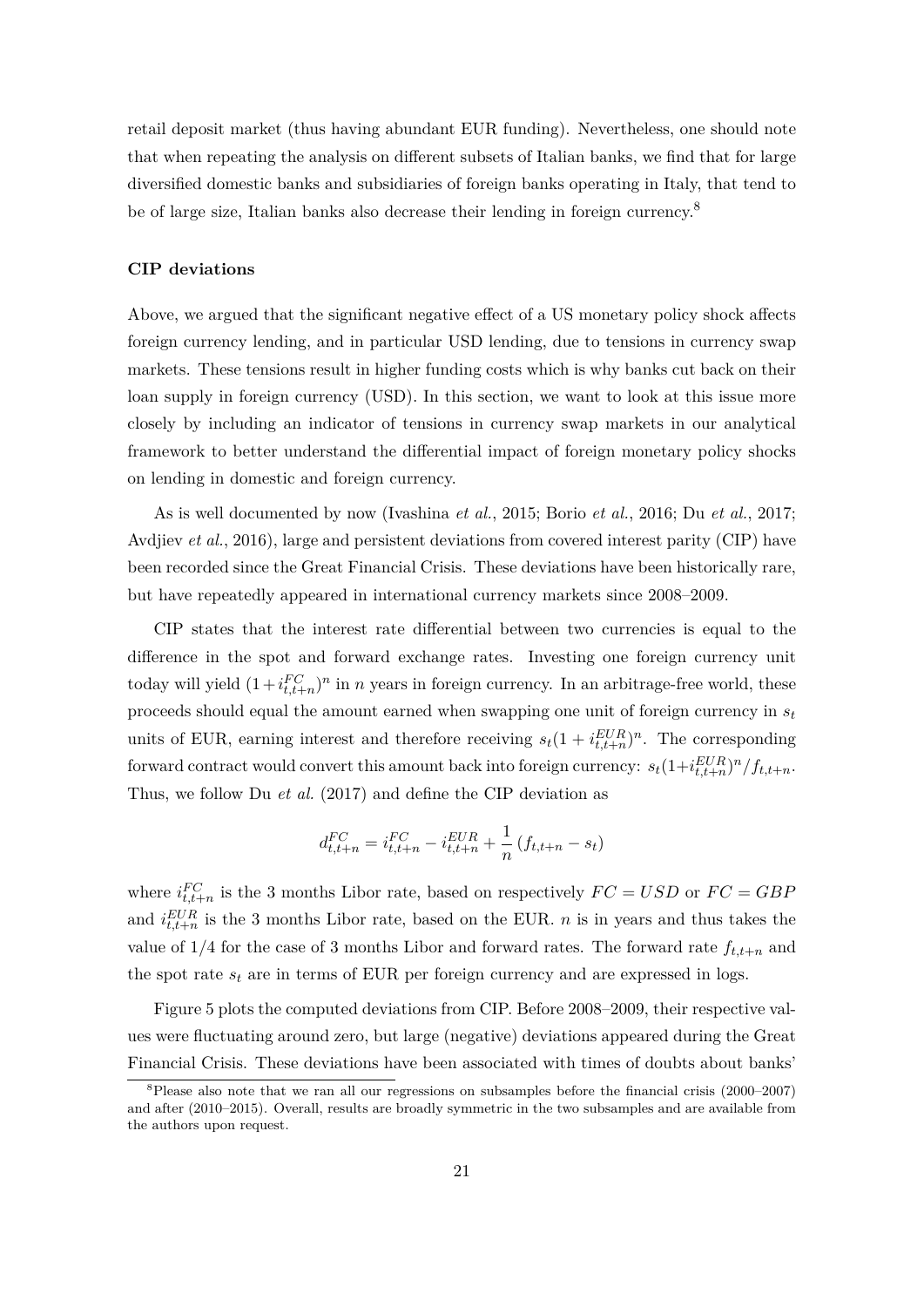retail deposit market (thus having abundant EUR funding). Nevertheless, one should note that when repeating the analysis on different subsets of Italian banks, we find that for large diversified domestic banks and subsidiaries of foreign banks operating in Italy, that tend to be of large size, Italian banks also decrease their lending in foreign currency.[8]

### CIP deviations

Above, we argued that the significant negative effect of a US monetary policy shock affects foreign currency lending, and in particular USD lending, due to tensions in currency swap markets. These tensions result in higher funding costs which is why banks cut back on their loan supply in foreign currency (USD). In this section, we want to look at this issue more closely by including an indicator of tensions in currency swap markets in our analytical framework to better understand the differential impact of foreign monetary policy shocks on lending in domestic and foreign currency.

As is well documented by now (Ivashina *et al.*, 2015; Borio *et al.*, 2016; Du *et al.*, 2017; Avdjiev *et al.*, 2016), large and persistent deviations from covered interest parity (CIP) have been recorded since the Great Financial Crisis. These deviations have been historically rare, but have repeatedly appeared in international currency markets since 2008–2009.

CIP states that the interest rate differential between two currencies is equal to the difference in the spot and forward exchange rates. Investing one foreign currency unit today will yield $(1+i^{FC}_{t,t+n})^n$ in $n$ years in foreign currency. In an arbitrage-free world, these proceeds should equal the amount earned when swapping one unit of foreign currency in $s_t$ units of EUR, earning interest and therefore receiving $s_t(1+i^{EUR}_{t,t+n})^n$. The corresponding forward contract would convert this amount back into foreign currency: $s_t(1+i^{EUR}_{t,t+n})^n/f_{t,t+n}$. Thus, we follow Du *et al.* (2017) and define the CIP deviation as

$$d^{FC}_{t,t+n} = i^{FC}_{t,t+n} - i^{EUR}_{t,t+n} + \frac{1}{n}\left(f_{t,t+n} - s_t\right)$$

where $i^{FC}_{t,t+n}$ is the 3 months Libor rate, based on respectively $FC = USD$ or $FC = GBP$ and $i^{EUR}_{t,t+n}$ is the 3 months Libor rate, based on the EUR. $n$ is in years and thus takes the value of 1/4 for the case of 3 months Libor and forward rates. The forward rate $f_{t,t+n}$ and the spot rate $s_t$ are in terms of EUR per foreign currency and are expressed in logs.

Figure 5 plots the computed deviations from CIP. Before 2008–2009, their respective values were fluctuating around zero, but large (negative) deviations appeared during the Great Financial Crisis. These deviations have been associated with times of doubts about banks'

[8]Please also note that we ran all our regressions on subsamples before the financial crisis (2000–2007) and after (2010–2015). Overall, results are broadly symmetric in the two subsamples and are available from the authors upon request.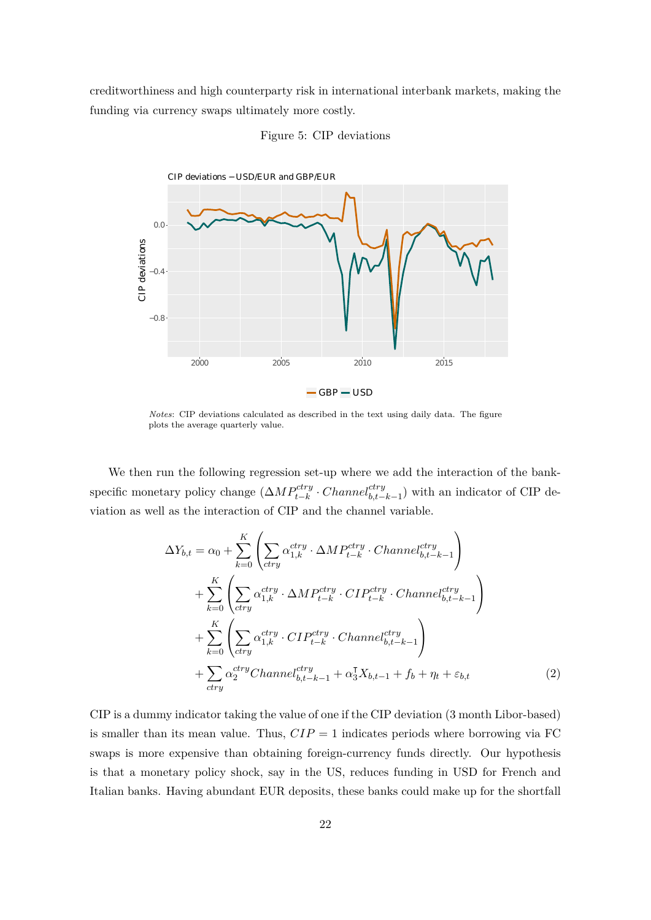creditworthiness and high counterparty risk in international interbank markets, making the funding via currency swaps ultimately more costly.

Figure 5: CIP deviations

*Notes*: CIP deviations calculated as described in the text using daily data. The figure plots the average quarterly value.

We then run the following regression set-up where we add the interaction of the bank-specific monetary policy change ($\Delta MP_{t-k}^{ctry} \cdot Channel_{b,t-k-1}^{ctry}$) with an indicator of CIP deviation as well as the interaction of CIP and the channel variable.

$$
\begin{aligned}
\Delta Y_{b,t} = \alpha_0 &+ \sum_{k=0}^{K} \left( \sum_{ctry} \alpha_{1,k}^{ctry} \cdot \Delta MP_{t-k}^{ctry} \cdot Channel_{b,t-k-1}^{ctry} \right) \\
&+ \sum_{k=0}^{K} \left( \sum_{ctry} \alpha_{1,k}^{ctry} \cdot \Delta MP_{t-k}^{ctry} \cdot CIP_{t-k}^{ctry} \cdot Channel_{b,t-k-1}^{ctry} \right) \\
&+ \sum_{k=0}^{K} \left( \sum_{ctry} \alpha_{1,k}^{ctry} \cdot CIP_{t-k}^{ctry} \cdot Channel_{b,t-k-1}^{ctry} \right) \\
&+ \sum_{ctry} \alpha_2^{ctry} Channel_{b,t-k-1}^{ctry} + \alpha_3^{\intercal} X_{b,t-1} + f_b + \eta_t + \varepsilon_{b,t}
\end{aligned}
\tag{2}
$$

CIP is a dummy indicator taking the value of one if the CIP deviation (3 month Libor-based) is smaller than its mean value. Thus, $CIP = 1$ indicates periods where borrowing via FC swaps is more expensive than obtaining foreign-currency funds directly. Our hypothesis is that a monetary policy shock, say in the US, reduces funding in USD for French and Italian banks. Having abundant EUR deposits, these banks could make up for the shortfall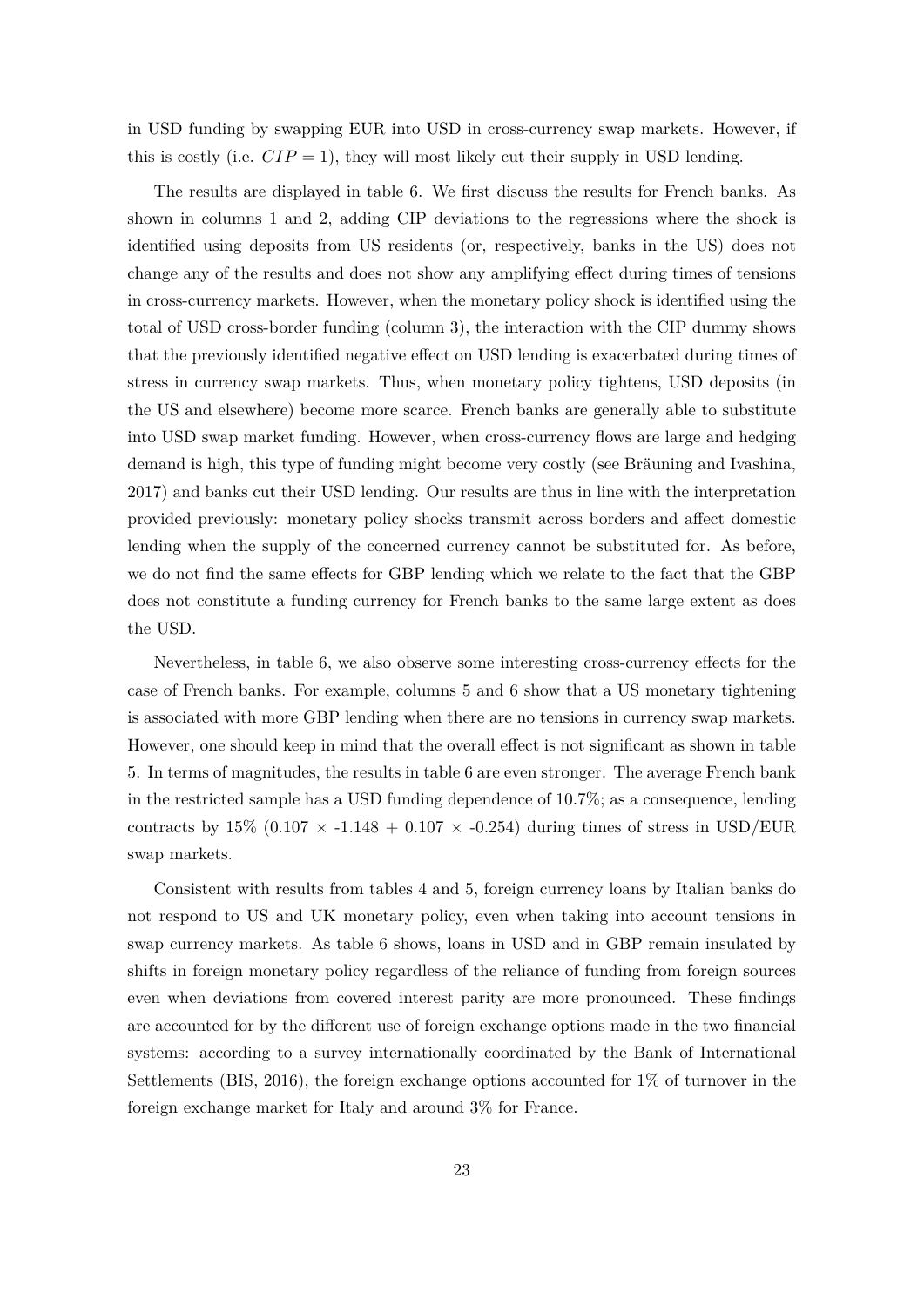in USD funding by swapping EUR into USD in cross-currency swap markets. However, if this is costly (i.e. $CIP = 1$), they will most likely cut their supply in USD lending.

The results are displayed in table 6. We first discuss the results for French banks. As shown in columns 1 and 2, adding CIP deviations to the regressions where the shock is identified using deposits from US residents (or, respectively, banks in the US) does not change any of the results and does not show any amplifying effect during times of tensions in cross-currency markets. However, when the monetary policy shock is identified using the total of USD cross-border funding (column 3), the interaction with the CIP dummy shows that the previously identified negative effect on USD lending is exacerbated during times of stress in currency swap markets. Thus, when monetary policy tightens, USD deposits (in the US and elsewhere) become more scarce. French banks are generally able to substitute into USD swap market funding. However, when cross-currency flows are large and hedging demand is high, this type of funding might become very costly (see Bräuning and Ivashina, 2017) and banks cut their USD lending. Our results are thus in line with the interpretation provided previously: monetary policy shocks transmit across borders and affect domestic lending when the supply of the concerned currency cannot be substituted for. As before, we do not find the same effects for GBP lending which we relate to the fact that the GBP does not constitute a funding currency for French banks to the same large extent as does the USD.

Nevertheless, in table 6, we also observe some interesting cross-currency effects for the case of French banks. For example, columns 5 and 6 show that a US monetary tightening is associated with more GBP lending when there are no tensions in currency swap markets. However, one should keep in mind that the overall effect is not significant as shown in table 5. In terms of magnitudes, the results in table 6 are even stronger. The average French bank in the restricted sample has a USD funding dependence of 10.7%; as a consequence, lending contracts by 15% ($0.107 \times -1.148 + 0.107 \times -0.254$) during times of stress in USD/EUR swap markets.

Consistent with results from tables 4 and 5, foreign currency loans by Italian banks do not respond to US and UK monetary policy, even when taking into account tensions in swap currency markets. As table 6 shows, loans in USD and in GBP remain insulated by shifts in foreign monetary policy regardless of the reliance of funding from foreign sources even when deviations from covered interest parity are more pronounced. These findings are accounted for by the different use of foreign exchange options made in the two financial systems: according to a survey internationally coordinated by the Bank of International Settlements (BIS, 2016), the foreign exchange options accounted for 1% of turnover in the foreign exchange market for Italy and around 3% for France.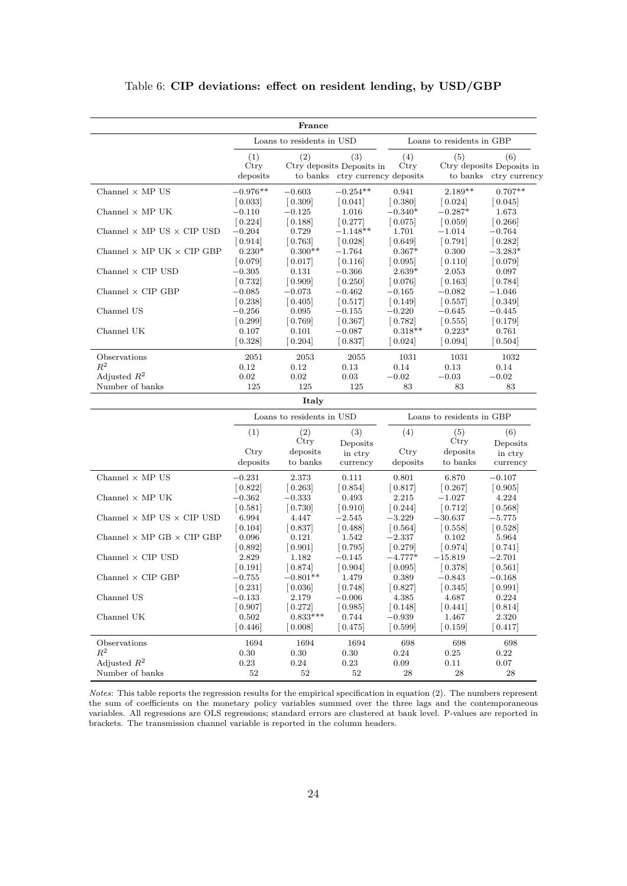Table 6: **CIP deviations: effect on resident lending, by USD/GBP**

| **France** | | | | | | |
|---|---|---|---|---|---|---|
| | Loans to residents in USD | | | Loans to residents in GBP | | |
| | (1) Ctry deposits | (2) Ctry deposits to banks | (3) Deposits in ctry currency | (4) Ctry deposits | (5) Ctry deposits to banks | (6) Deposits in ctry currency |
| Channel × MP US | −0.976** | −0.603 | −0.254** | 0.941 | 2.189** | 0.707** |
| | [0.033] | [0.309] | [0.041] | [0.380] | [0.024] | [0.045] |
| Channel × MP UK | −0.110 | −0.125 | 1.016 | −0.340* | −0.287* | 1.673 |
| | [0.224] | [0.188] | [0.277] | [0.075] | [0.059] | [0.266] |
| Channel × MP US × CIP USD | −0.204 | 0.729 | −1.148** | 1.701 | −1.014 | −0.764 |
| | [0.914] | [0.763] | [0.028] | [0.649] | [0.791] | [0.282] |
| Channel × MP UK × CIP GBP | 0.230* | 0.300** | −1.764 | 0.367* | 0.300 | −3.283* |
| | [0.079] | [0.017] | [0.116] | [0.095] | [0.110] | [0.079] |
| Channel × CIP USD | −0.305 | 0.131 | −0.366 | 2.639* | 2.053 | 0.097 |
| | [0.732] | [0.909] | [0.250] | [0.076] | [0.163] | [0.784] |
| Channel × CIP GBP | −0.085 | −0.073 | −0.462 | −0.165 | −0.082 | −1.046 |
| | [0.238] | [0.405] | [0.517] | [0.149] | [0.557] | [0.349] |
| Channel US | −0.256 | 0.095 | −0.155 | −0.220 | −0.645 | −0.445 |
| | [0.299] | [0.769] | [0.367] | [0.782] | [0.555] | [0.179] |
| Channel UK | 0.107 | 0.101 | −0.087 | 0.318** | 0.223* | 0.761 |
| | [0.328] | [0.204] | [0.837] | [0.024] | [0.094] | [0.504] |
| Observations | 2051 | 2053 | 2055 | 1031 | 1031 | 1032 |
| $R^2$ | 0.12 | 0.12 | 0.13 | 0.14 | 0.13 | 0.14 |
| Adjusted $R^2$ | 0.02 | 0.02 | 0.03 | −0.02 | −0.03 | −0.02 |
| Number of banks | 125 | 125 | 125 | 83 | 83 | 83 |
| **Italy** | | | | | | |
| | Loans to residents in USD | | | Loans to residents in GBP | | |
| | (1) Ctry deposits | (2) Ctry deposits to banks | (3) Deposits in ctry currency | (4) Ctry deposits | (5) Ctry deposits to banks | (6) Deposits in ctry currency |
| Channel × MP US | −0.231 | 2.373 | 0.111 | 0.801 | 6.870 | −0.107 |
| | [0.822] | [0.263] | [0.854] | [0.817] | [0.267] | [0.905] |
| Channel × MP UK | −0.362 | −0.333 | 0.493 | 2.215 | −1.027 | 4.224 |
| | [0.581] | [0.730] | [0.910] | [0.244] | [0.712] | [0.568] |
| Channel × MP US × CIP USD | 6.994 | 4.447 | −2.545 | −3.229 | −30.637 | −5.775 |
| | [0.104] | [0.837] | [0.488] | [0.564] | [0.558] | [0.528] |
| Channel × MP GB × CIP GBP | 0.096 | 0.121 | 1.542 | −2.337 | 0.102 | 5.964 |
| | [0.892] | [0.901] | [0.795] | [0.279] | [0.974] | [0.741] |
| Channel × CIP USD | 2.829 | 1.182 | −0.145 | −4.777* | −15.819 | −2.701 |
| | [0.191] | [0.874] | [0.904] | [0.095] | [0.378] | [0.561] |
| Channel × CIP GBP | −0.755 | −0.801** | 1.479 | 0.389 | −0.843 | −0.168 |
| | [0.231] | [0.036] | [0.748] | [0.827] | [0.345] | [0.991] |
| Channel US | −0.133 | 2.179 | −0.006 | 4.385 | 4.687 | 0.224 |
| | [0.907] | [0.272] | [0.985] | [0.148] | [0.441] | [0.814] |
| Channel UK | 0.502 | 0.833*** | 0.744 | −0.939 | 1.467 | 2.320 |
| | [0.446] | [0.008] | [0.475] | [0.599] | [0.159] | [0.417] |
| Observations | 1694 | 1694 | 1694 | 698 | 698 | 698 |
| $R^2$ | 0.30 | 0.30 | 0.30 | 0.24 | 0.25 | 0.22 |
| Adjusted $R^2$ | 0.23 | 0.24 | 0.23 | 0.09 | 0.11 | 0.07 |
| Number of banks | 52 | 52 | 52 | 28 | 28 | 28 |

*Notes*: This table reports the regression results for the empirical specification in equation (2). The numbers represent the sum of coefficients on the monetary policy variables summed over the three lags and the contemporaneous variables. All regressions are OLS regressions; standard errors are clustered at bank level. P-values are reported in brackets. The transmission channel variable is reported in the column headers.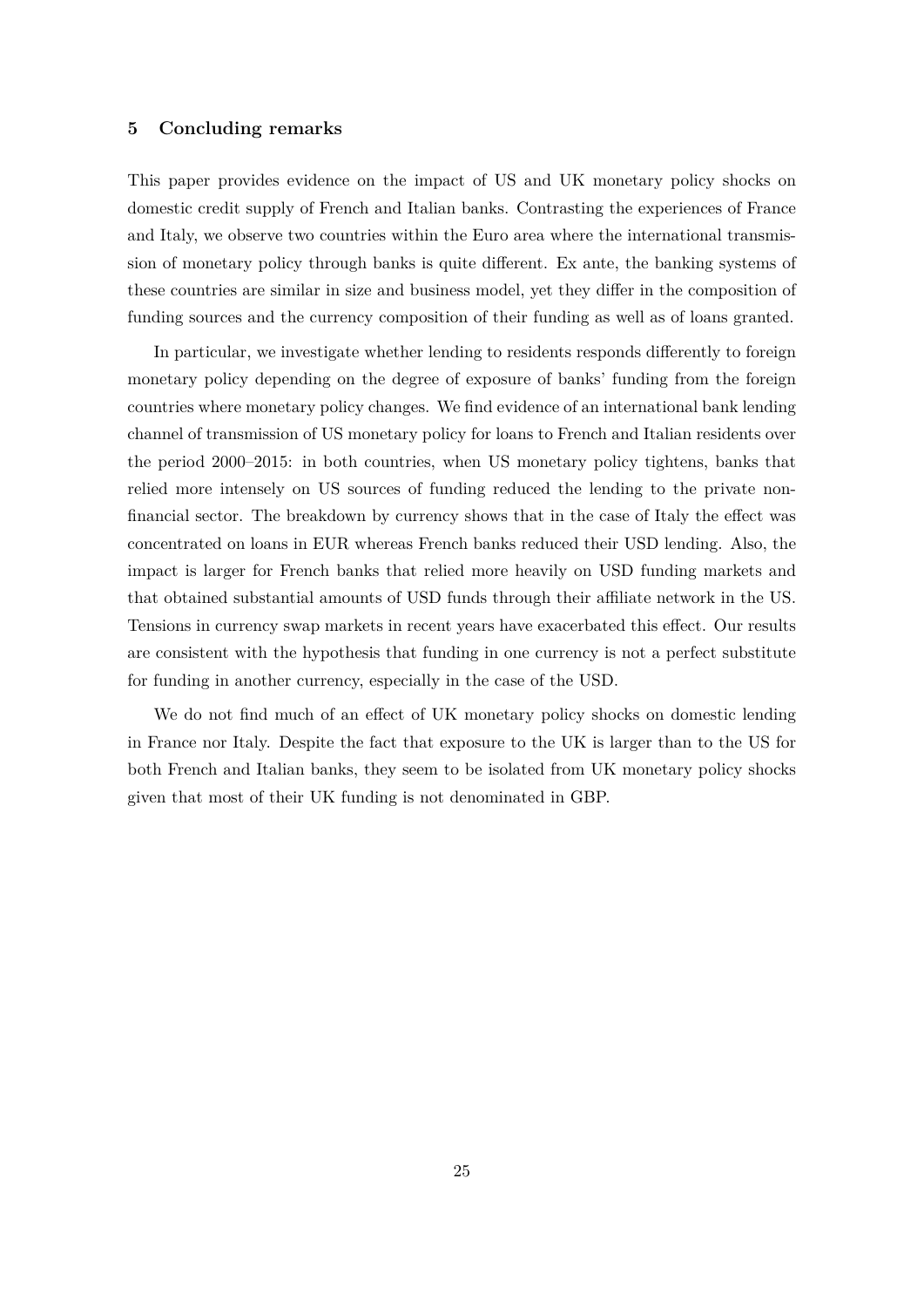## 5 Concluding remarks

This paper provides evidence on the impact of US and UK monetary policy shocks on domestic credit supply of French and Italian banks. Contrasting the experiences of France and Italy, we observe two countries within the Euro area where the international transmission of monetary policy through banks is quite different. Ex ante, the banking systems of these countries are similar in size and business model, yet they differ in the composition of funding sources and the currency composition of their funding as well as of loans granted.

In particular, we investigate whether lending to residents responds differently to foreign monetary policy depending on the degree of exposure of banks' funding from the foreign countries where monetary policy changes. We find evidence of an international bank lending channel of transmission of US monetary policy for loans to French and Italian residents over the period 2000–2015: in both countries, when US monetary policy tightens, banks that relied more intensely on US sources of funding reduced the lending to the private non-financial sector. The breakdown by currency shows that in the case of Italy the effect was concentrated on loans in EUR whereas French banks reduced their USD lending. Also, the impact is larger for French banks that relied more heavily on USD funding markets and that obtained substantial amounts of USD funds through their affiliate network in the US. Tensions in currency swap markets in recent years have exacerbated this effect. Our results are consistent with the hypothesis that funding in one currency is not a perfect substitute for funding in another currency, especially in the case of the USD.

We do not find much of an effect of UK monetary policy shocks on domestic lending in France nor Italy. Despite the fact that exposure to the UK is larger than to the US for both French and Italian banks, they seem to be isolated from UK monetary policy shocks given that most of their UK funding is not denominated in GBP.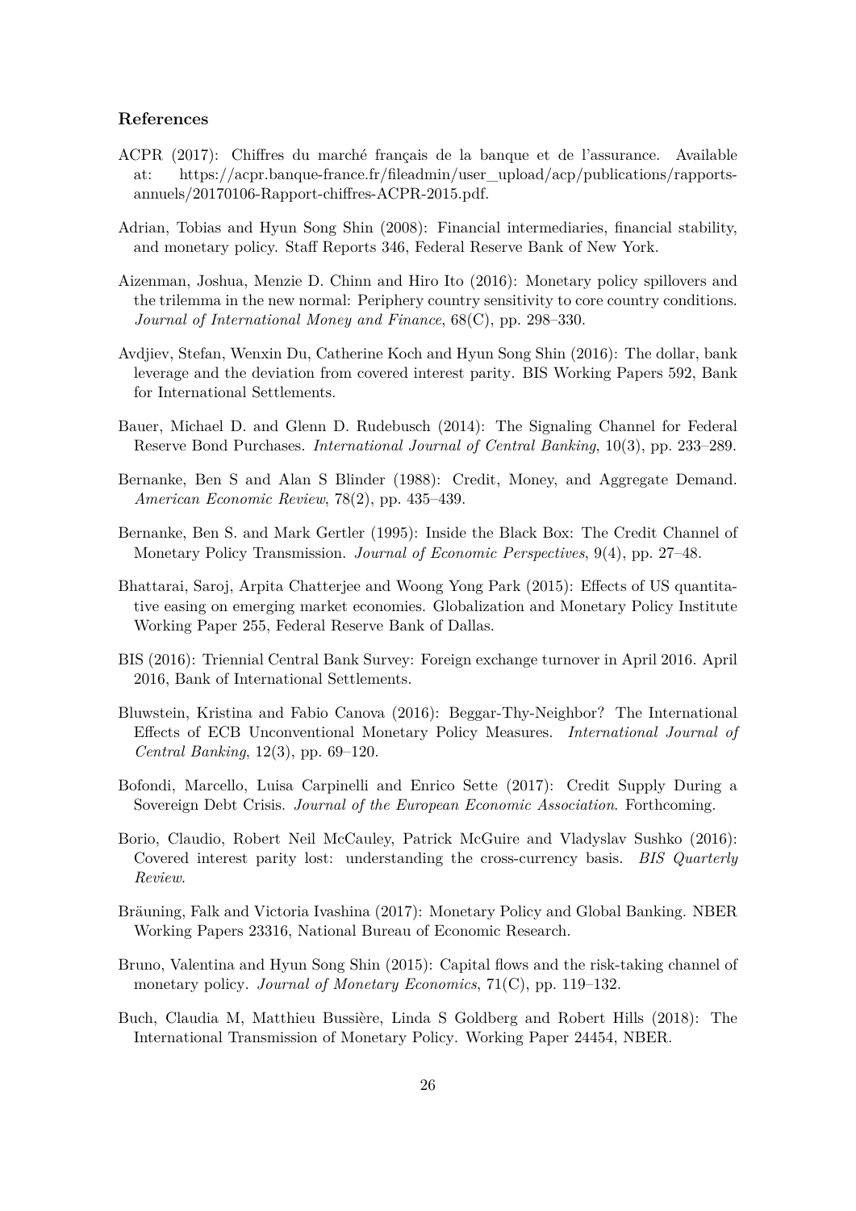### References

ACPR (2017): Chiffres du marché français de la banque et de l'assurance. Available at: https://acpr.banque-france.fr/fileadmin/user_upload/acp/publications/rapports-annuels/20170106-Rapport-chiffres-ACPR-2015.pdf.

Adrian, Tobias and Hyun Song Shin (2008): Financial intermediaries, financial stability, and monetary policy. Staff Reports 346, Federal Reserve Bank of New York.

Aizenman, Joshua, Menzie D. Chinn and Hiro Ito (2016): Monetary policy spillovers and the trilemma in the new normal: Periphery country sensitivity to core country conditions. *Journal of International Money and Finance*, 68(C), pp. 298–330.

Avdjiev, Stefan, Wenxin Du, Catherine Koch and Hyun Song Shin (2016): The dollar, bank leverage and the deviation from covered interest parity. BIS Working Papers 592, Bank for International Settlements.

Bauer, Michael D. and Glenn D. Rudebusch (2014): The Signaling Channel for Federal Reserve Bond Purchases. *International Journal of Central Banking*, 10(3), pp. 233–289.

Bernanke, Ben S and Alan S Blinder (1988): Credit, Money, and Aggregate Demand. *American Economic Review*, 78(2), pp. 435–439.

Bernanke, Ben S. and Mark Gertler (1995): Inside the Black Box: The Credit Channel of Monetary Policy Transmission. *Journal of Economic Perspectives*, 9(4), pp. 27–48.

Bhattarai, Saroj, Arpita Chatterjee and Woong Yong Park (2015): Effects of US quantitative easing on emerging market economies. Globalization and Monetary Policy Institute Working Paper 255, Federal Reserve Bank of Dallas.

BIS (2016): Triennial Central Bank Survey: Foreign exchange turnover in April 2016. April 2016, Bank of International Settlements.

Bluwstein, Kristina and Fabio Canova (2016): Beggar-Thy-Neighbor? The International Effects of ECB Unconventional Monetary Policy Measures. *International Journal of Central Banking*, 12(3), pp. 69–120.

Bofondi, Marcello, Luisa Carpinelli and Enrico Sette (2017): Credit Supply During a Sovereign Debt Crisis. *Journal of the European Economic Association*. Forthcoming.

Borio, Claudio, Robert Neil McCauley, Patrick McGuire and Vladyslav Sushko (2016): Covered interest parity lost: understanding the cross-currency basis. *BIS Quarterly Review*.

Bräuning, Falk and Victoria Ivashina (2017): Monetary Policy and Global Banking. NBER Working Papers 23316, National Bureau of Economic Research.

Bruno, Valentina and Hyun Song Shin (2015): Capital flows and the risk-taking channel of monetary policy. *Journal of Monetary Economics*, 71(C), pp. 119–132.

Buch, Claudia M, Matthieu Bussière, Linda S Goldberg and Robert Hills (2018): The International Transmission of Monetary Policy. Working Paper 24454, NBER.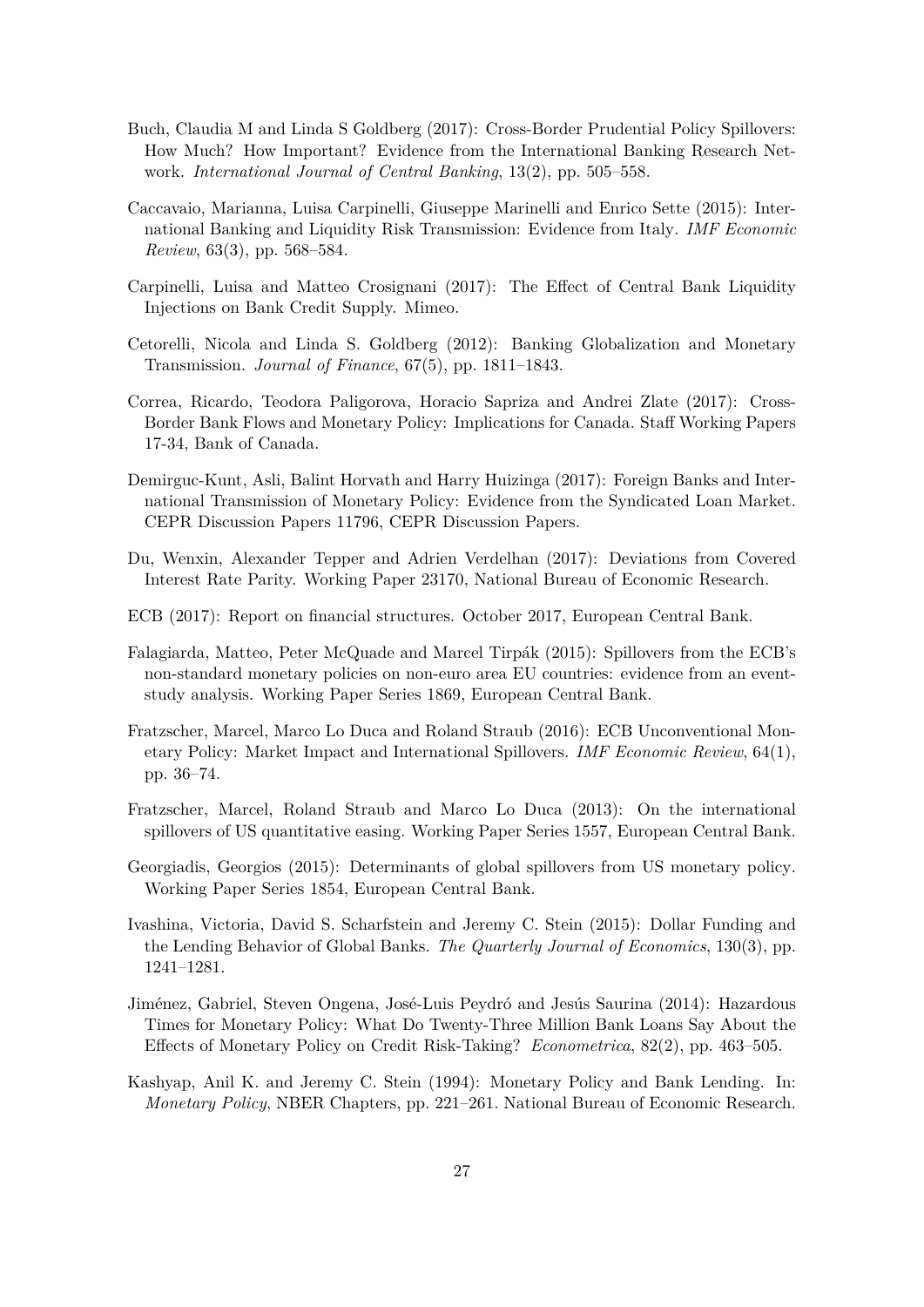Buch, Claudia M and Linda S Goldberg (2017): Cross-Border Prudential Policy Spillovers: How Much? How Important? Evidence from the International Banking Research Network. *International Journal of Central Banking*, 13(2), pp. 505–558.

Caccavaio, Marianna, Luisa Carpinelli, Giuseppe Marinelli and Enrico Sette (2015): International Banking and Liquidity Risk Transmission: Evidence from Italy. *IMF Economic Review*, 63(3), pp. 568–584.

Carpinelli, Luisa and Matteo Crosignani (2017): The Effect of Central Bank Liquidity Injections on Bank Credit Supply. Mimeo.

Cetorelli, Nicola and Linda S. Goldberg (2012): Banking Globalization and Monetary Transmission. *Journal of Finance*, 67(5), pp. 1811–1843.

Correa, Ricardo, Teodora Paligorova, Horacio Sapriza and Andrei Zlate (2017): Cross-Border Bank Flows and Monetary Policy: Implications for Canada. Staff Working Papers 17-34, Bank of Canada.

Demirguc-Kunt, Asli, Balint Horvath and Harry Huizinga (2017): Foreign Banks and International Transmission of Monetary Policy: Evidence from the Syndicated Loan Market. CEPR Discussion Papers 11796, CEPR Discussion Papers.

Du, Wenxin, Alexander Tepper and Adrien Verdelhan (2017): Deviations from Covered Interest Rate Parity. Working Paper 23170, National Bureau of Economic Research.

ECB (2017): Report on financial structures. October 2017, European Central Bank.

Falagiarda, Matteo, Peter McQuade and Marcel Tirpák (2015): Spillovers from the ECB's non-standard monetary policies on non-euro area EU countries: evidence from an event-study analysis. Working Paper Series 1869, European Central Bank.

Fratzscher, Marcel, Marco Lo Duca and Roland Straub (2016): ECB Unconventional Monetary Policy: Market Impact and International Spillovers. *IMF Economic Review*, 64(1), pp. 36–74.

Fratzscher, Marcel, Roland Straub and Marco Lo Duca (2013): On the international spillovers of US quantitative easing. Working Paper Series 1557, European Central Bank.

Georgiadis, Georgios (2015): Determinants of global spillovers from US monetary policy. Working Paper Series 1854, European Central Bank.

Ivashina, Victoria, David S. Scharfstein and Jeremy C. Stein (2015): Dollar Funding and the Lending Behavior of Global Banks. *The Quarterly Journal of Economics*, 130(3), pp. 1241–1281.

Jiménez, Gabriel, Steven Ongena, José-Luis Peydró and Jesús Saurina (2014): Hazardous Times for Monetary Policy: What Do Twenty-Three Million Bank Loans Say About the Effects of Monetary Policy on Credit Risk-Taking? *Econometrica*, 82(2), pp. 463–505.

Kashyap, Anil K. and Jeremy C. Stein (1994): Monetary Policy and Bank Lending. In: *Monetary Policy*, NBER Chapters, pp. 221–261. National Bureau of Economic Research.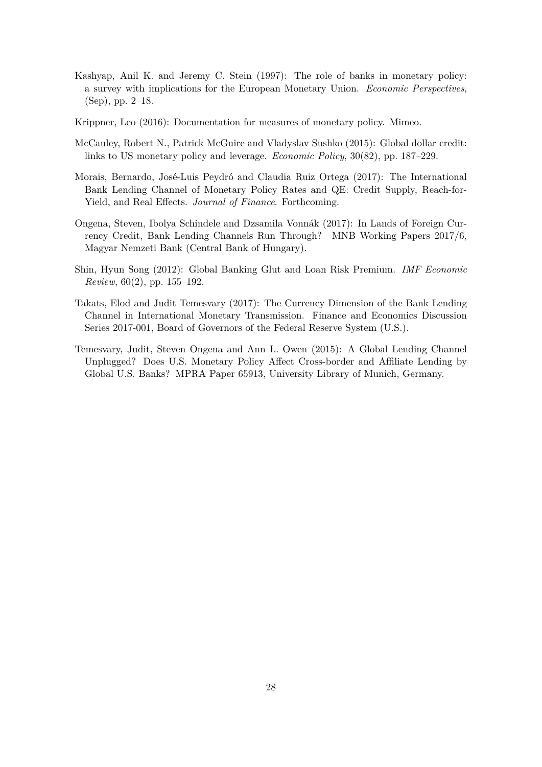Kashyap, Anil K. and Jeremy C. Stein (1997): The role of banks in monetary policy: a survey with implications for the European Monetary Union. *Economic Perspectives*, (Sep), pp. 2–18.

Krippner, Leo (2016): Documentation for measures of monetary policy. Mimeo.

McCauley, Robert N., Patrick McGuire and Vladyslav Sushko (2015): Global dollar credit: links to US monetary policy and leverage. *Economic Policy*, 30(82), pp. 187–229.

Morais, Bernardo, José-Luis Peydró and Claudia Ruiz Ortega (2017): The International Bank Lending Channel of Monetary Policy Rates and QE: Credit Supply, Reach-for-Yield, and Real Effects. *Journal of Finance*. Forthcoming.

Ongena, Steven, Ibolya Schindele and Dzsamila Vonnák (2017): In Lands of Foreign Currency Credit, Bank Lending Channels Run Through? MNB Working Papers 2017/6, Magyar Nemzeti Bank (Central Bank of Hungary).

Shin, Hyun Song (2012): Global Banking Glut and Loan Risk Premium. *IMF Economic Review*, 60(2), pp. 155–192.

Takats, Elod and Judit Temesvary (2017): The Currency Dimension of the Bank Lending Channel in International Monetary Transmission. Finance and Economics Discussion Series 2017-001, Board of Governors of the Federal Reserve System (U.S.).

Temesvary, Judit, Steven Ongena and Ann L. Owen (2015): A Global Lending Channel Unplugged? Does U.S. Monetary Policy Affect Cross-border and Affiliate Lending by Global U.S. Banks? MPRA Paper 65913, University Library of Munich, Germany.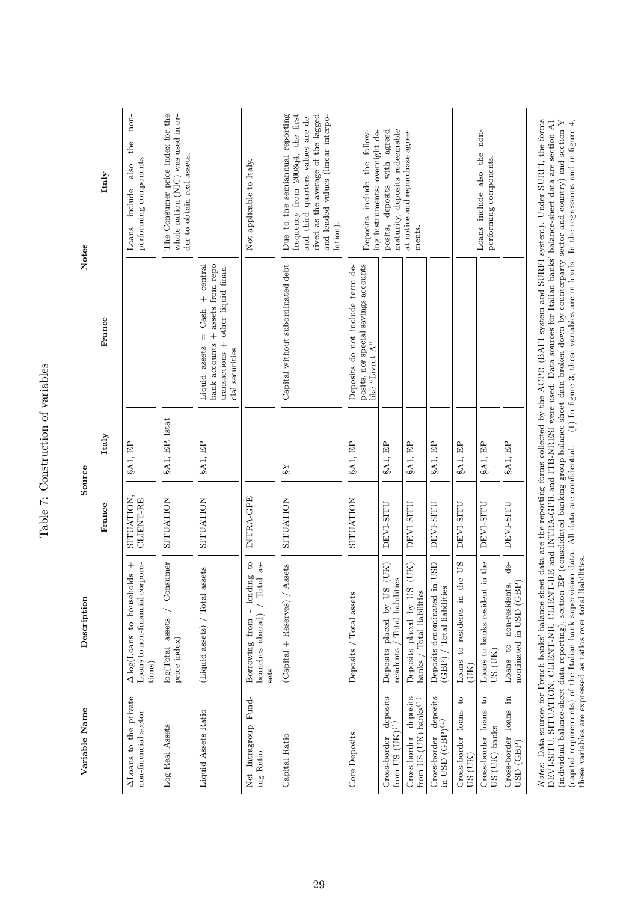Table 7: Construction of variables

| Variable Name | Description | Source | | Notes | |
|---|---|---|---|---|---|
| | | France | Italy | France | Italy |
| ΔLoans to the private non-financial sector | Δlog(Loans to households + Loans to non-financial corporations) | SITUATION, CLIENT-RE | §A1, EP | | Loans include also the non-performing components |
| Log Real Assets | log(Total assets / Consumer price index) | SITUATION | §A1, EP, Istat | | The Consumer price index for the whole nation (NIC) was used in order to obtain real assets. |
| Liquid Assets Ratio | (Liquid assets) / Total assets | SITUATION | §A1, EP | Liquid assets = Cash + central bank accounts + assets from repo transactions + other liquid financial securities | |
| Net Intragroup Funding Ratio | Borrowing from - lending to branches abroad) / Total assets | INTRA-GPE | | | Not applicable to Italy. |
| Capital Ratio | (Capital + Reserves) / Assets | SITUATION | §Y | Capital without subordinated debt | Due to the semiannual reporting frequency from 2008q4, the first and third quarters values are derived as the average of the lagged and leaded values (linear interpolation). |
| Core Deposits | Deposits / Total assets | SITUATION | §A1, EP | Deposits do not include term deposits, nor special savings accounts like "Livret A". | Deposits include the following instruments: overnight deposits, deposits with agreed maturity, deposits redeemable at notice and repurchase agreements. |
| Cross-border deposits from US (UK)[(1)] | Deposits placed by US (UK) residents / Total liabilities | DEVI-SITU | §A1, EP | | |
| Cross-border deposits from US (UK) banks[(1)] | Deposits placed by US (UK) banks / Total liabilities | DEVI-SITU | §A1, EP | | |
| Cross-border deposits in USD (GBP)[(1)] | Deposits denominated in USD (GBP) / Total liabilities | DEVI-SITU | §A1, EP | | |
| Cross-border loans to US (UK) | Loans to residents in the US (UK) | DEVI-SITU | §A1, EP | | |
| Cross-border loans to US (UK) banks | Loans to banks resident in the US (UK) | DEVI-SITU | §A1, EP | | Loans include also the non-performing components. |
| Cross-border loans in USD (GBP) | Loans to non-residents, denominated in USD (GBP) | DEVI-SITU | §A1, EP | | |

*Notes.* Data sources for French banks' balance sheet data are the reporting forms collected by the ACPR (BAFI system and SURFI system). Under SURFI, the forms DEVI-SITU, SITUATION, CLIENT-NR, CLIENT-RE and INTRA-GPR and ITB-NRESI were used. Data sources for Italian banks' balance-sheet data are section A1 (individual balance-sheet data reporting), section EP (consolidated banking group balance sheet data broken down by counterparty sector and country) and section Y (capital requirements) of the Italian bank supervision data. All data are confidential. – (1) In figure 3, these variables are in levels. In the regressions and in figure 4, these variables are expressed as ratios over total liabilities.